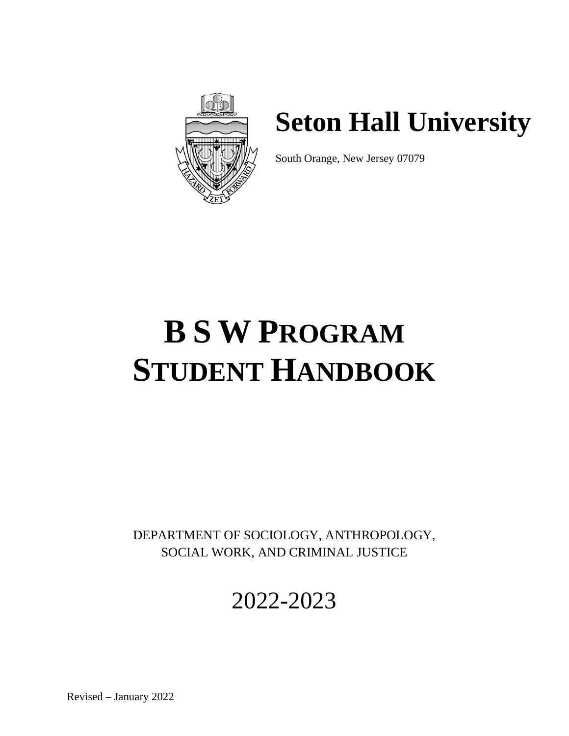# Seton Hall University

South Orange, New Jersey 07079

# B S W PROGRAM STUDENT HANDBOOK

DEPARTMENT OF SOCIOLOGY, ANTHROPOLOGY, SOCIAL WORK, AND CRIMINAL JUSTICE

2022-2023

Revised – January 2022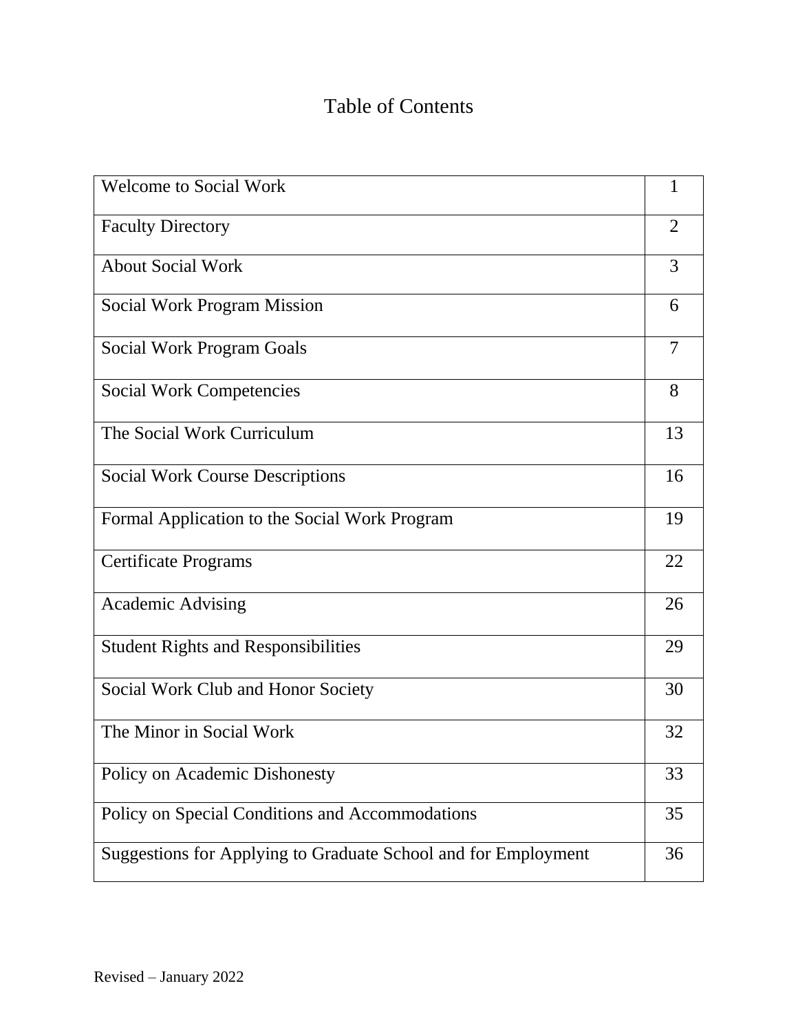# Table of Contents

| | |
|---|---|
| Welcome to Social Work | 1 |
| Faculty Directory | 2 |
| About Social Work | 3 |
| Social Work Program Mission | 6 |
| Social Work Program Goals | 7 |
| Social Work Competencies | 8 |
| The Social Work Curriculum | 13 |
| Social Work Course Descriptions | 16 |
| Formal Application to the Social Work Program | 19 |
| Certificate Programs | 22 |
| Academic Advising | 26 |
| Student Rights and Responsibilities | 29 |
| Social Work Club and Honor Society | 30 |
| The Minor in Social Work | 32 |
| Policy on Academic Dishonesty | 33 |
| Policy on Special Conditions and Accommodations | 35 |
| Suggestions for Applying to Graduate School and for Employment | 36 |

Revised – January 2022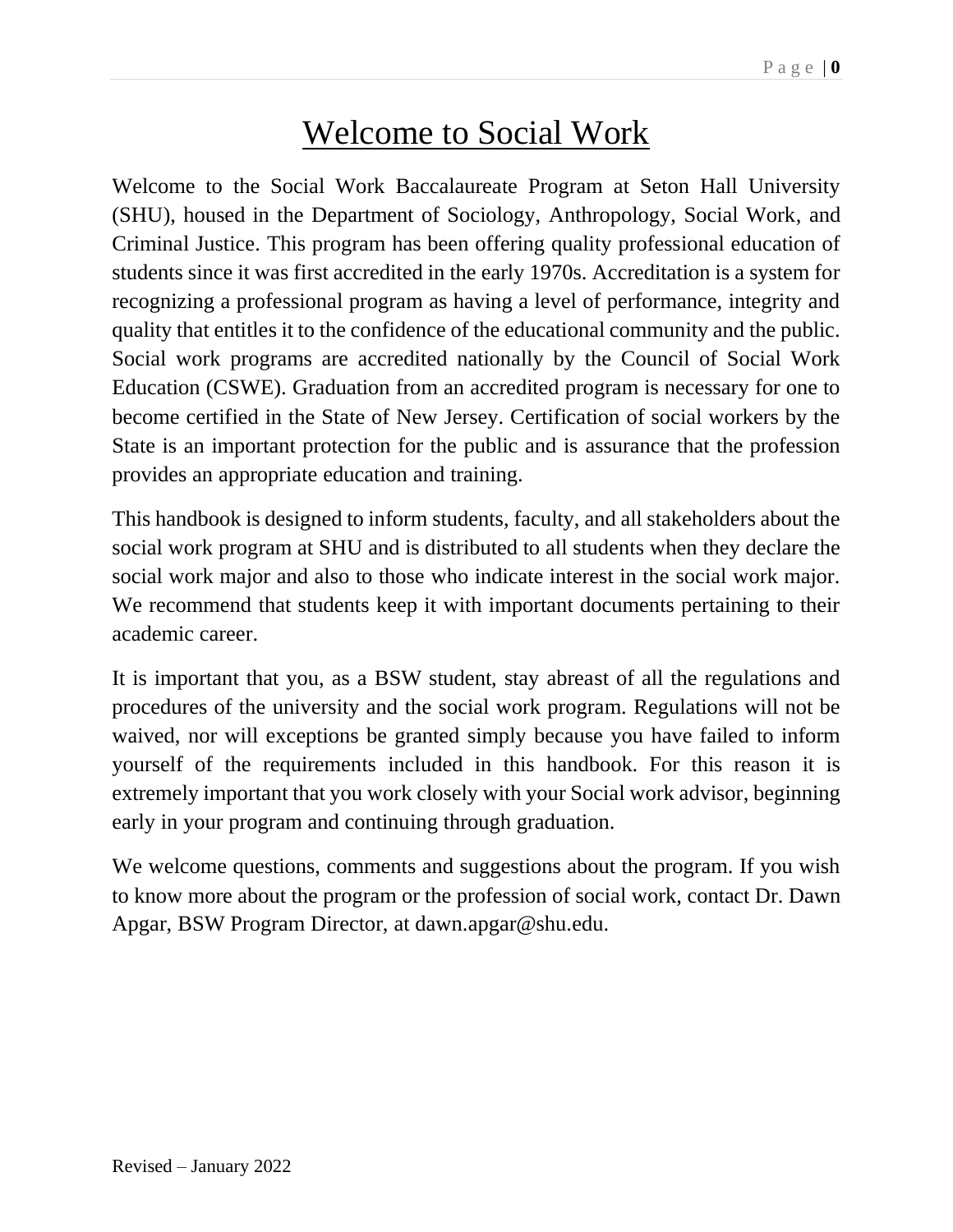# Welcome to Social Work

Welcome to the Social Work Baccalaureate Program at Seton Hall University (SHU), housed in the Department of Sociology, Anthropology, Social Work, and Criminal Justice. This program has been offering quality professional education of students since it was first accredited in the early 1970s. Accreditation is a system for recognizing a professional program as having a level of performance, integrity and quality that entitles it to the confidence of the educational community and the public. Social work programs are accredited nationally by the Council of Social Work Education (CSWE). Graduation from an accredited program is necessary for one to become certified in the State of New Jersey. Certification of social workers by the State is an important protection for the public and is assurance that the profession provides an appropriate education and training.

This handbook is designed to inform students, faculty, and all stakeholders about the social work program at SHU and is distributed to all students when they declare the social work major and also to those who indicate interest in the social work major. We recommend that students keep it with important documents pertaining to their academic career.

It is important that you, as a BSW student, stay abreast of all the regulations and procedures of the university and the social work program. Regulations will not be waived, nor will exceptions be granted simply because you have failed to inform yourself of the requirements included in this handbook. For this reason it is extremely important that you work closely with your Social work advisor, beginning early in your program and continuing through graduation.

We welcome questions, comments and suggestions about the program. If you wish to know more about the program or the profession of social work, contact Dr. Dawn Apgar, BSW Program Director, at dawn.apgar@shu.edu.

Revised – January 2022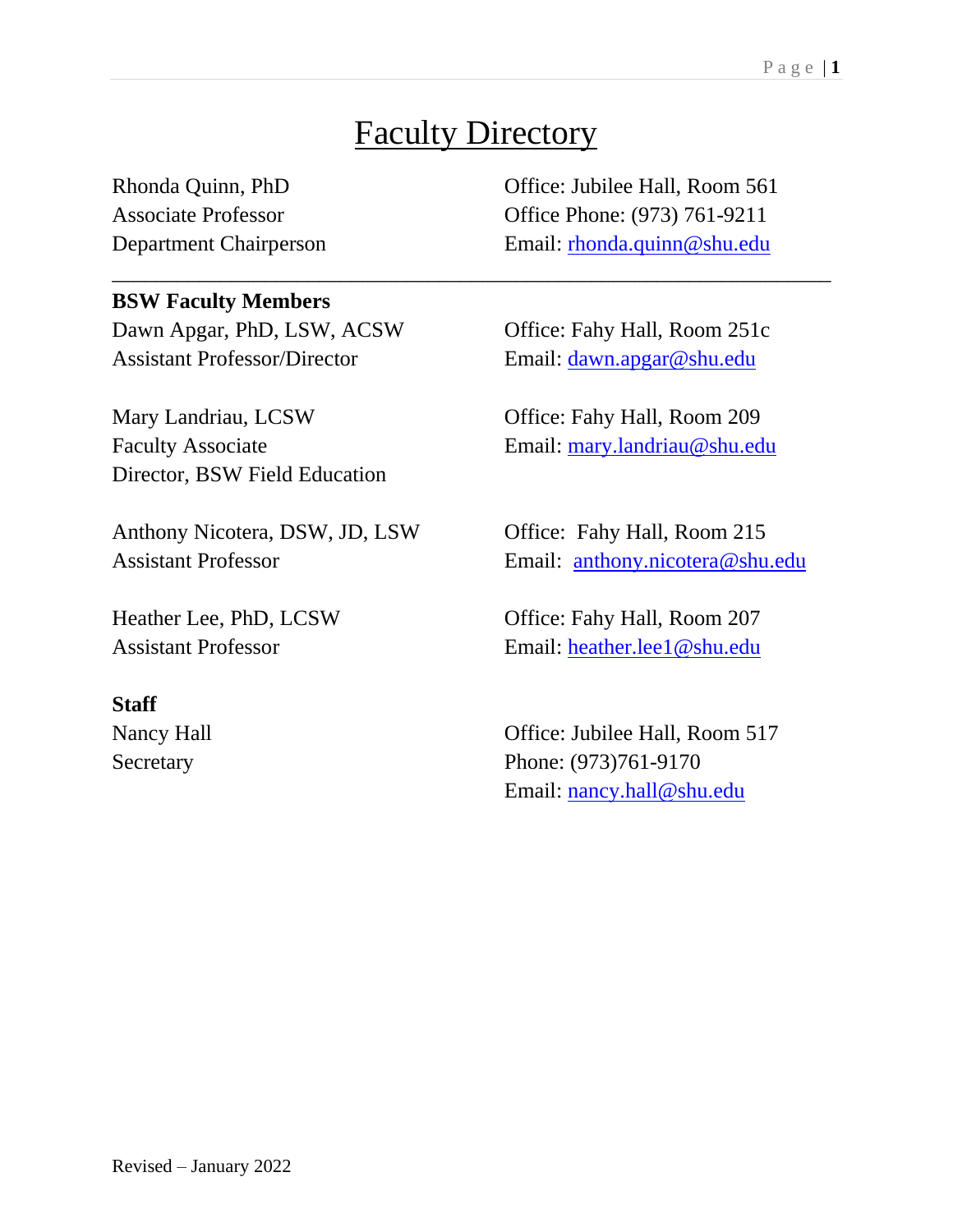# Faculty Directory

Rhonda Quinn, PhD
Associate Professor
Department Chairperson

Office: Jubilee Hall, Room 561
Office Phone: (973) 761-9211
Email: rhonda.quinn@shu.edu

---

**BSW Faculty Members**

Dawn Apgar, PhD, LSW, ACSW
Assistant Professor/Director

Office: Fahy Hall, Room 251c
Email: dawn.apgar@shu.edu

Mary Landriau, LCSW
Faculty Associate
Director, BSW Field Education

Office: Fahy Hall, Room 209
Email: mary.landriau@shu.edu

Anthony Nicotera, DSW, JD, LSW
Assistant Professor

Office: Fahy Hall, Room 215
Email: anthony.nicotera@shu.edu

Heather Lee, PhD, LCSW
Assistant Professor

Office: Fahy Hall, Room 207
Email: heather.lee1@shu.edu

**Staff**

Nancy Hall
Secretary

Office: Jubilee Hall, Room 517
Phone: (973)761-9170
Email: nancy.hall@shu.edu

Revised – January 2022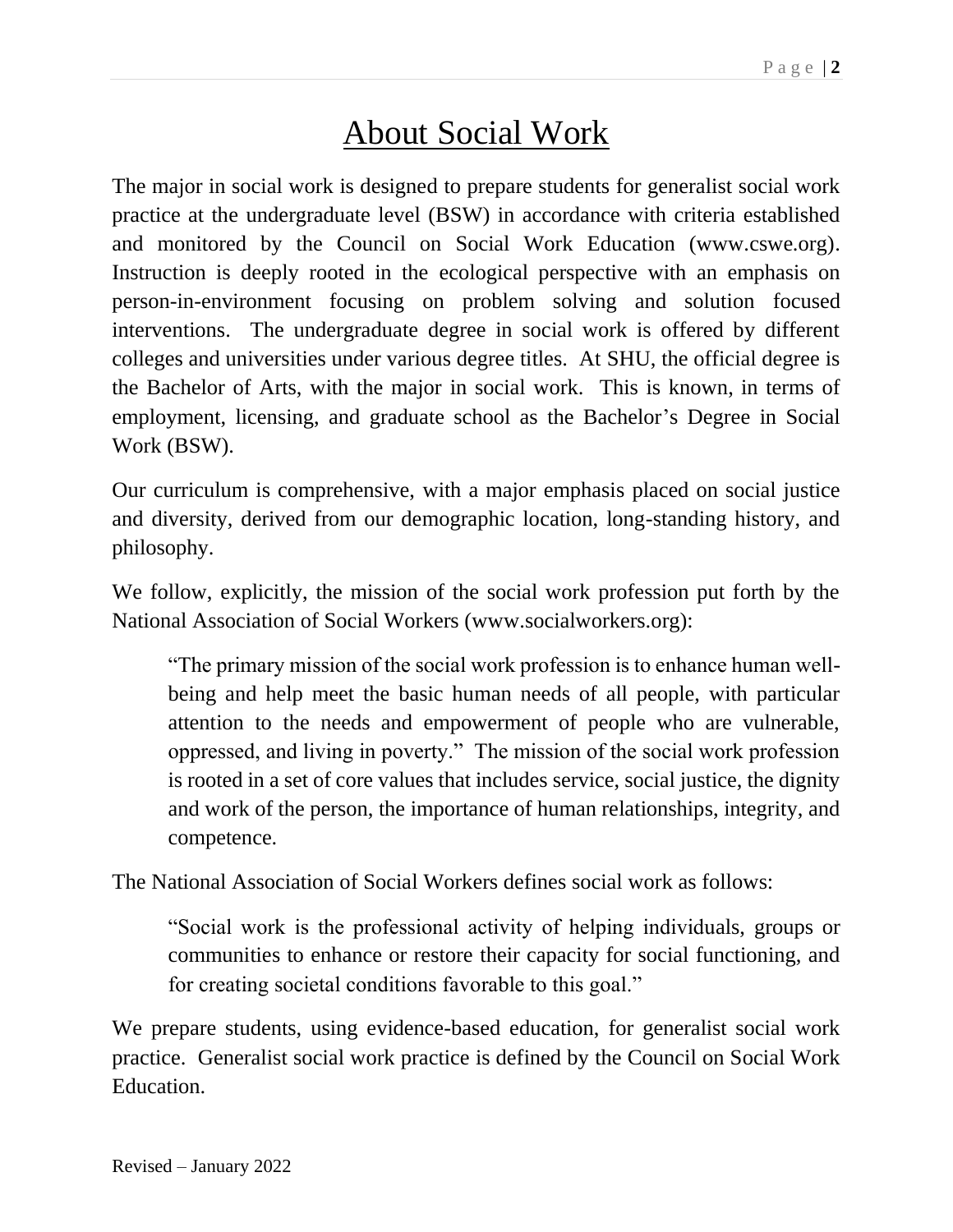# About Social Work

The major in social work is designed to prepare students for generalist social work practice at the undergraduate level (BSW) in accordance with criteria established and monitored by the Council on Social Work Education (www.cswe.org). Instruction is deeply rooted in the ecological perspective with an emphasis on person-in-environment focusing on problem solving and solution focused interventions. The undergraduate degree in social work is offered by different colleges and universities under various degree titles. At SHU, the official degree is the Bachelor of Arts, with the major in social work. This is known, in terms of employment, licensing, and graduate school as the Bachelor's Degree in Social Work (BSW).

Our curriculum is comprehensive, with a major emphasis placed on social justice and diversity, derived from our demographic location, long-standing history, and philosophy.

We follow, explicitly, the mission of the social work profession put forth by the National Association of Social Workers (www.socialworkers.org):

> "The primary mission of the social work profession is to enhance human well-being and help meet the basic human needs of all people, with particular attention to the needs and empowerment of people who are vulnerable, oppressed, and living in poverty." The mission of the social work profession is rooted in a set of core values that includes service, social justice, the dignity and work of the person, the importance of human relationships, integrity, and competence.

The National Association of Social Workers defines social work as follows:

> "Social work is the professional activity of helping individuals, groups or communities to enhance or restore their capacity for social functioning, and for creating societal conditions favorable to this goal."

We prepare students, using evidence-based education, for generalist social work practice. Generalist social work practice is defined by the Council on Social Work Education.

Revised – January 2022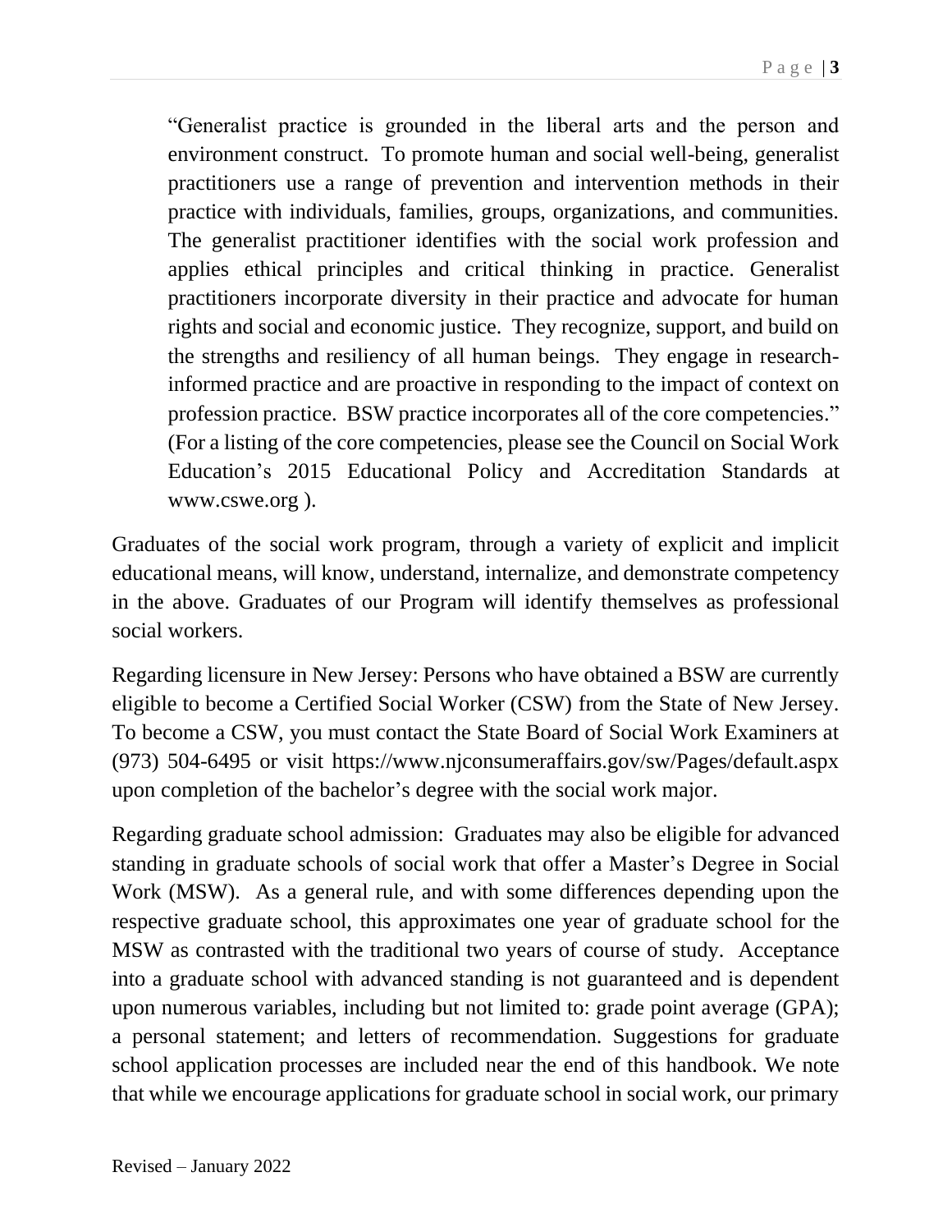> "Generalist practice is grounded in the liberal arts and the person and environment construct. To promote human and social well-being, generalist practitioners use a range of prevention and intervention methods in their practice with individuals, families, groups, organizations, and communities. The generalist practitioner identifies with the social work profession and applies ethical principles and critical thinking in practice. Generalist practitioners incorporate diversity in their practice and advocate for human rights and social and economic justice. They recognize, support, and build on the strengths and resiliency of all human beings. They engage in research-informed practice and are proactive in responding to the impact of context on profession practice. BSW practice incorporates all of the core competencies." (For a listing of the core competencies, please see the Council on Social Work Education's 2015 Educational Policy and Accreditation Standards at www.cswe.org ).

Graduates of the social work program, through a variety of explicit and implicit educational means, will know, understand, internalize, and demonstrate competency in the above. Graduates of our Program will identify themselves as professional social workers.

Regarding licensure in New Jersey: Persons who have obtained a BSW are currently eligible to become a Certified Social Worker (CSW) from the State of New Jersey. To become a CSW, you must contact the State Board of Social Work Examiners at (973) 504-6495 or visit https://www.njconsumeraffairs.gov/sw/Pages/default.aspx upon completion of the bachelor's degree with the social work major.

Regarding graduate school admission: Graduates may also be eligible for advanced standing in graduate schools of social work that offer a Master's Degree in Social Work (MSW). As a general rule, and with some differences depending upon the respective graduate school, this approximates one year of graduate school for the MSW as contrasted with the traditional two years of course of study. Acceptance into a graduate school with advanced standing is not guaranteed and is dependent upon numerous variables, including but not limited to: grade point average (GPA); a personal statement; and letters of recommendation. Suggestions for graduate school application processes are included near the end of this handbook. We note that while we encourage applications for graduate school in social work, our primary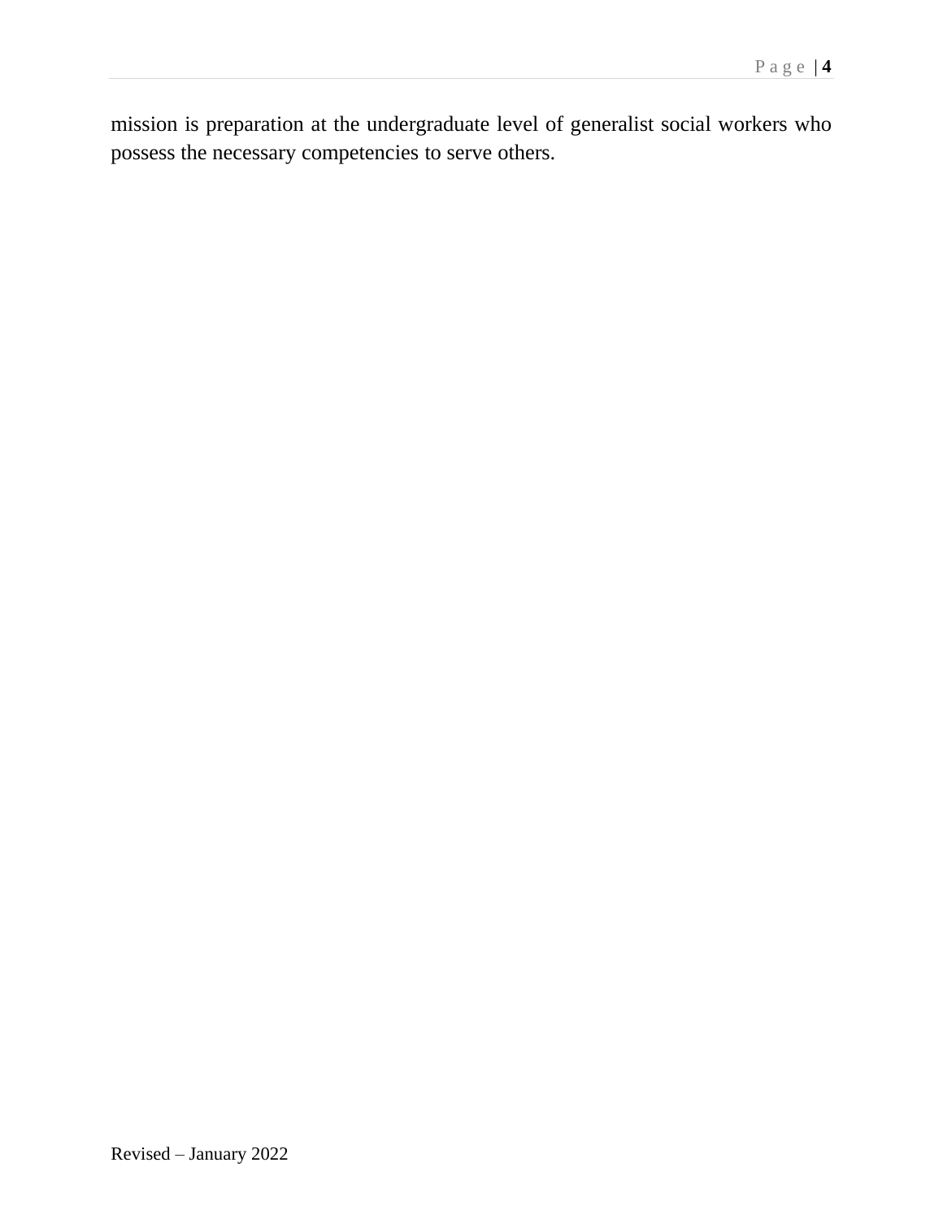mission is preparation at the undergraduate level of generalist social workers who possess the necessary competencies to serve others.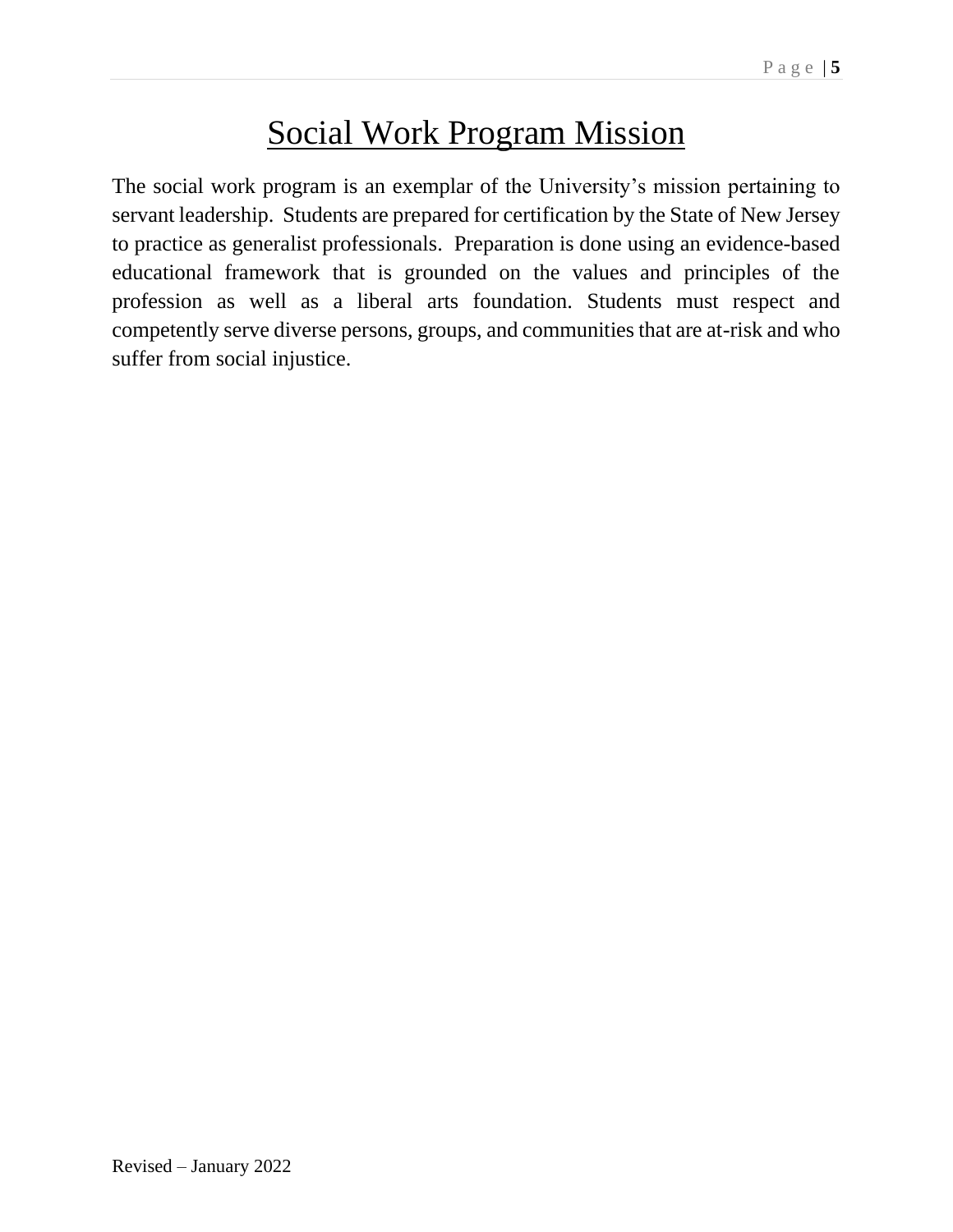# Social Work Program Mission

The social work program is an exemplar of the University's mission pertaining to servant leadership. Students are prepared for certification by the State of New Jersey to practice as generalist professionals. Preparation is done using an evidence-based educational framework that is grounded on the values and principles of the profession as well as a liberal arts foundation. Students must respect and competently serve diverse persons, groups, and communities that are at-risk and who suffer from social injustice.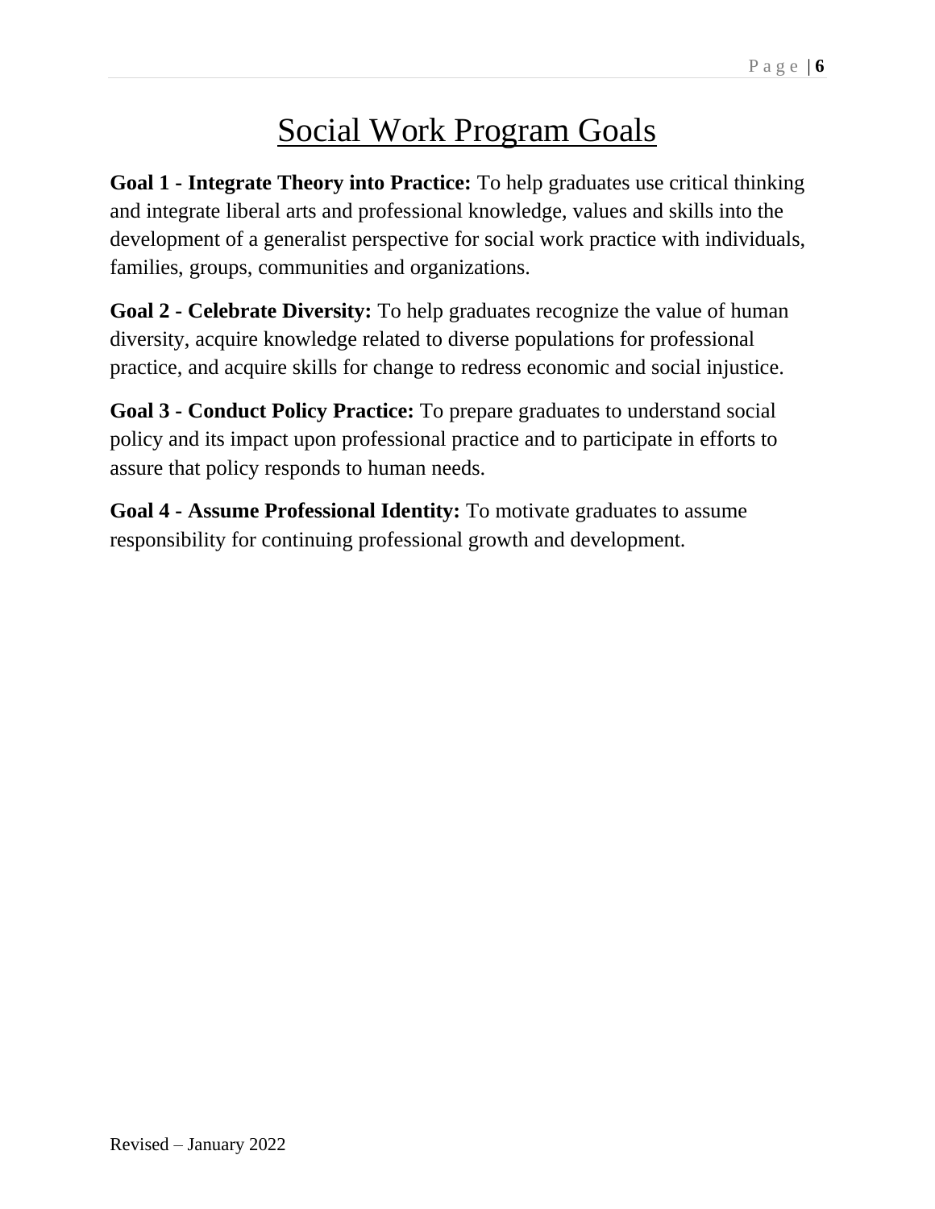# Social Work Program Goals

**Goal 1 - Integrate Theory into Practice:** To help graduates use critical thinking and integrate liberal arts and professional knowledge, values and skills into the development of a generalist perspective for social work practice with individuals, families, groups, communities and organizations.

**Goal 2 - Celebrate Diversity:** To help graduates recognize the value of human diversity, acquire knowledge related to diverse populations for professional practice, and acquire skills for change to redress economic and social injustice.

**Goal 3 - Conduct Policy Practice:** To prepare graduates to understand social policy and its impact upon professional practice and to participate in efforts to assure that policy responds to human needs.

**Goal 4 - Assume Professional Identity:** To motivate graduates to assume responsibility for continuing professional growth and development.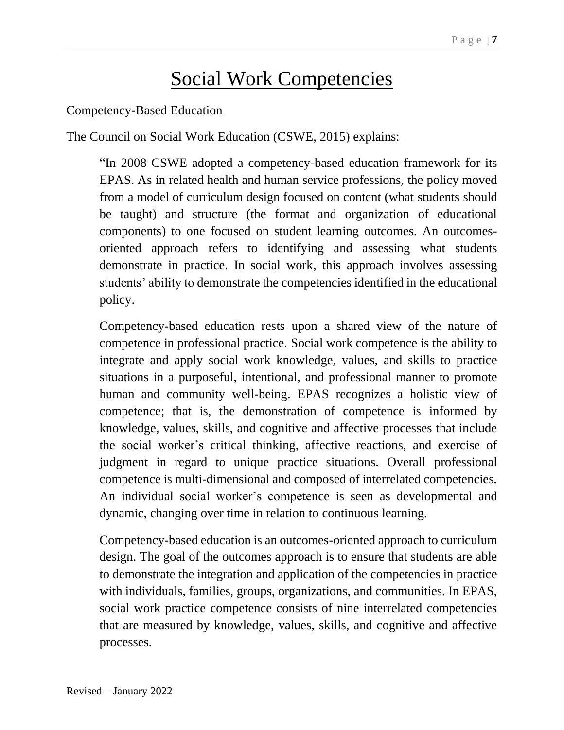# Social Work Competencies

Competency-Based Education

The Council on Social Work Education (CSWE, 2015) explains:

> "In 2008 CSWE adopted a competency-based education framework for its EPAS. As in related health and human service professions, the policy moved from a model of curriculum design focused on content (what students should be taught) and structure (the format and organization of educational components) to one focused on student learning outcomes. An outcomes-oriented approach refers to identifying and assessing what students demonstrate in practice. In social work, this approach involves assessing students' ability to demonstrate the competencies identified in the educational policy.
>
> Competency-based education rests upon a shared view of the nature of competence in professional practice. Social work competence is the ability to integrate and apply social work knowledge, values, and skills to practice situations in a purposeful, intentional, and professional manner to promote human and community well-being. EPAS recognizes a holistic view of competence; that is, the demonstration of competence is informed by knowledge, values, skills, and cognitive and affective processes that include the social worker's critical thinking, affective reactions, and exercise of judgment in regard to unique practice situations. Overall professional competence is multi-dimensional and composed of interrelated competencies. An individual social worker's competence is seen as developmental and dynamic, changing over time in relation to continuous learning.
>
> Competency-based education is an outcomes-oriented approach to curriculum design. The goal of the outcomes approach is to ensure that students are able to demonstrate the integration and application of the competencies in practice with individuals, families, groups, organizations, and communities. In EPAS, social work practice competence consists of nine interrelated competencies that are measured by knowledge, values, skills, and cognitive and affective processes.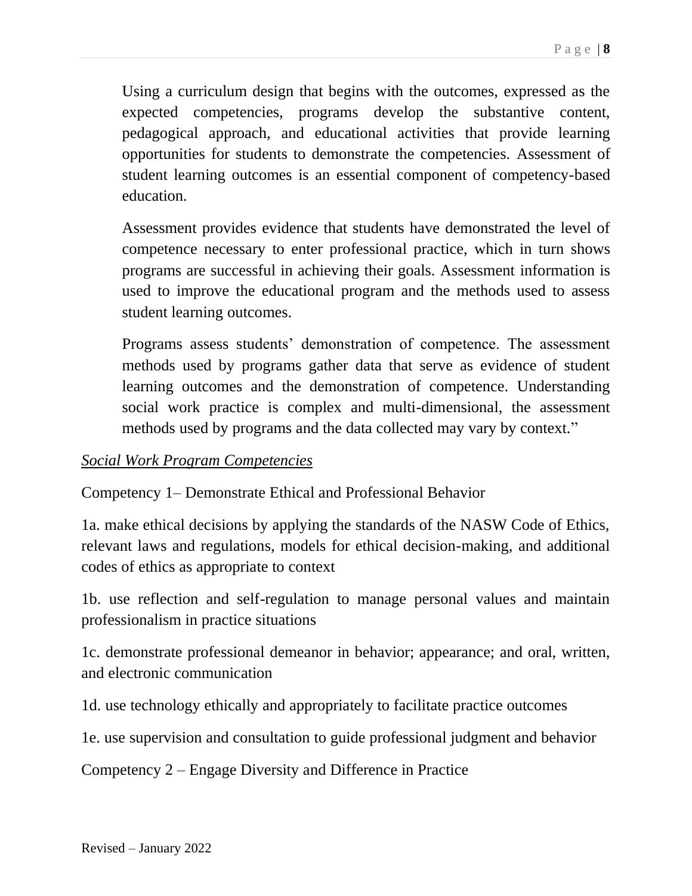Using a curriculum design that begins with the outcomes, expressed as the expected competencies, programs develop the substantive content, pedagogical approach, and educational activities that provide learning opportunities for students to demonstrate the competencies. Assessment of student learning outcomes is an essential component of competency-based education.

Assessment provides evidence that students have demonstrated the level of competence necessary to enter professional practice, which in turn shows programs are successful in achieving their goals. Assessment information is used to improve the educational program and the methods used to assess student learning outcomes.

Programs assess students' demonstration of competence. The assessment methods used by programs gather data that serve as evidence of student learning outcomes and the demonstration of competence. Understanding social work practice is complex and multi-dimensional, the assessment methods used by programs and the data collected may vary by context."

*Social Work Program Competencies*

Competency 1– Demonstrate Ethical and Professional Behavior

1a. make ethical decisions by applying the standards of the NASW Code of Ethics, relevant laws and regulations, models for ethical decision-making, and additional codes of ethics as appropriate to context

1b. use reflection and self-regulation to manage personal values and maintain professionalism in practice situations

1c. demonstrate professional demeanor in behavior; appearance; and oral, written, and electronic communication

1d. use technology ethically and appropriately to facilitate practice outcomes

1e. use supervision and consultation to guide professional judgment and behavior

Competency 2 – Engage Diversity and Difference in Practice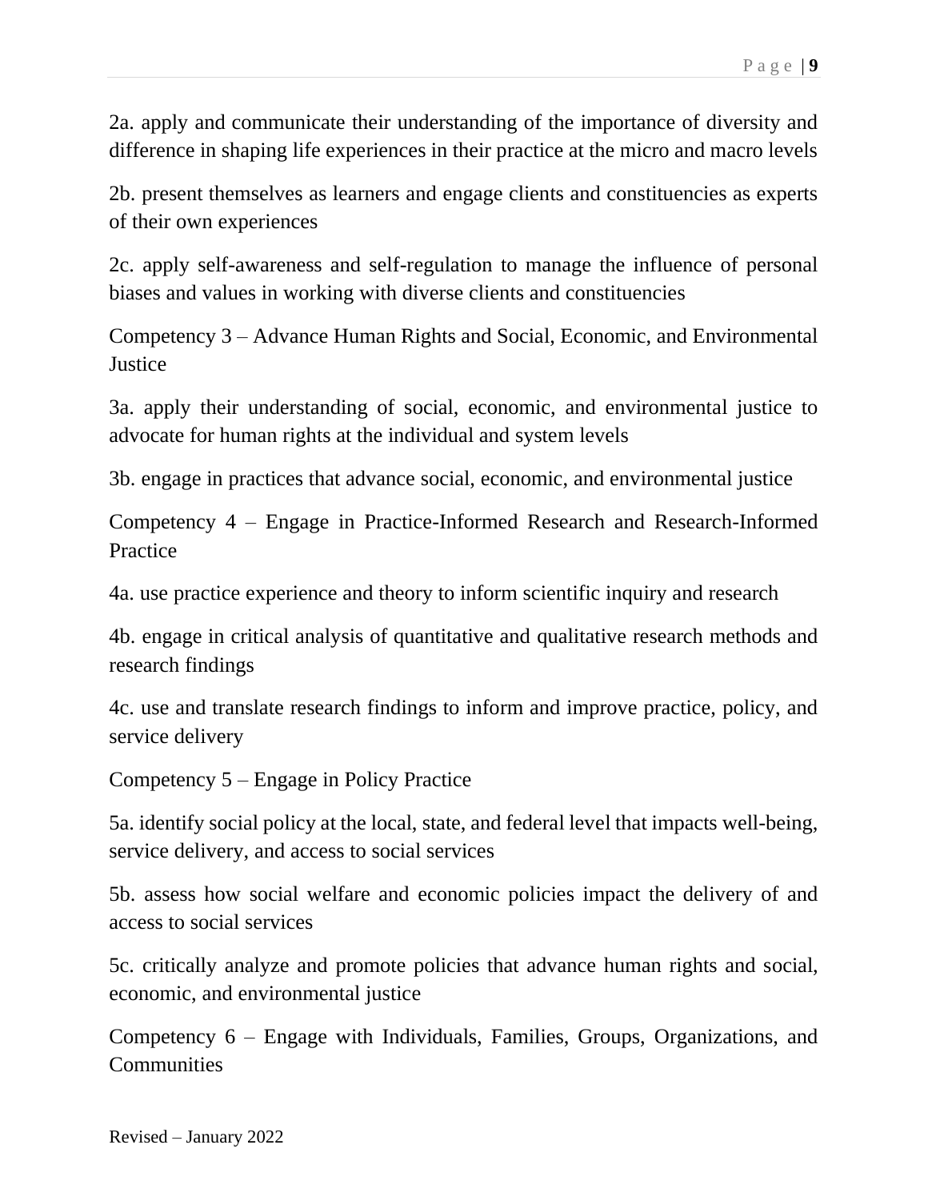2a. apply and communicate their understanding of the importance of diversity and difference in shaping life experiences in their practice at the micro and macro levels

2b. present themselves as learners and engage clients and constituencies as experts of their own experiences

2c. apply self-awareness and self-regulation to manage the influence of personal biases and values in working with diverse clients and constituencies

Competency 3 – Advance Human Rights and Social, Economic, and Environmental Justice

3a. apply their understanding of social, economic, and environmental justice to advocate for human rights at the individual and system levels

3b. engage in practices that advance social, economic, and environmental justice

Competency 4 – Engage in Practice-Informed Research and Research-Informed Practice

4a. use practice experience and theory to inform scientific inquiry and research

4b. engage in critical analysis of quantitative and qualitative research methods and research findings

4c. use and translate research findings to inform and improve practice, policy, and service delivery

Competency 5 – Engage in Policy Practice

5a. identify social policy at the local, state, and federal level that impacts well-being, service delivery, and access to social services

5b. assess how social welfare and economic policies impact the delivery of and access to social services

5c. critically analyze and promote policies that advance human rights and social, economic, and environmental justice

Competency 6 – Engage with Individuals, Families, Groups, Organizations, and Communities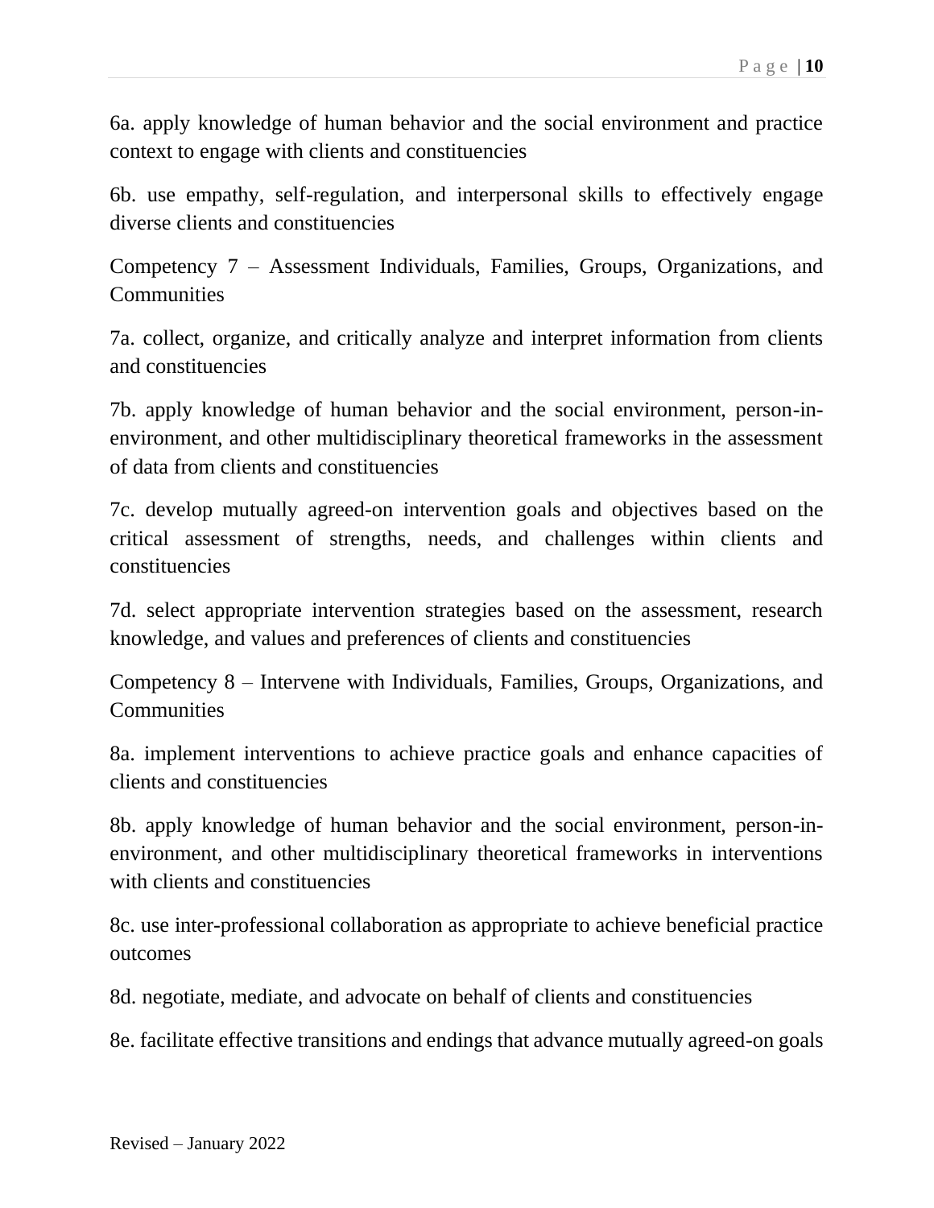6a. apply knowledge of human behavior and the social environment and practice context to engage with clients and constituencies

6b. use empathy, self-regulation, and interpersonal skills to effectively engage diverse clients and constituencies

Competency 7 – Assessment Individuals, Families, Groups, Organizations, and Communities

7a. collect, organize, and critically analyze and interpret information from clients and constituencies

7b. apply knowledge of human behavior and the social environment, person-in-environment, and other multidisciplinary theoretical frameworks in the assessment of data from clients and constituencies

7c. develop mutually agreed-on intervention goals and objectives based on the critical assessment of strengths, needs, and challenges within clients and constituencies

7d. select appropriate intervention strategies based on the assessment, research knowledge, and values and preferences of clients and constituencies

Competency 8 – Intervene with Individuals, Families, Groups, Organizations, and Communities

8a. implement interventions to achieve practice goals and enhance capacities of clients and constituencies

8b. apply knowledge of human behavior and the social environment, person-in-environment, and other multidisciplinary theoretical frameworks in interventions with clients and constituencies

8c. use inter-professional collaboration as appropriate to achieve beneficial practice outcomes

8d. negotiate, mediate, and advocate on behalf of clients and constituencies

8e. facilitate effective transitions and endings that advance mutually agreed-on goals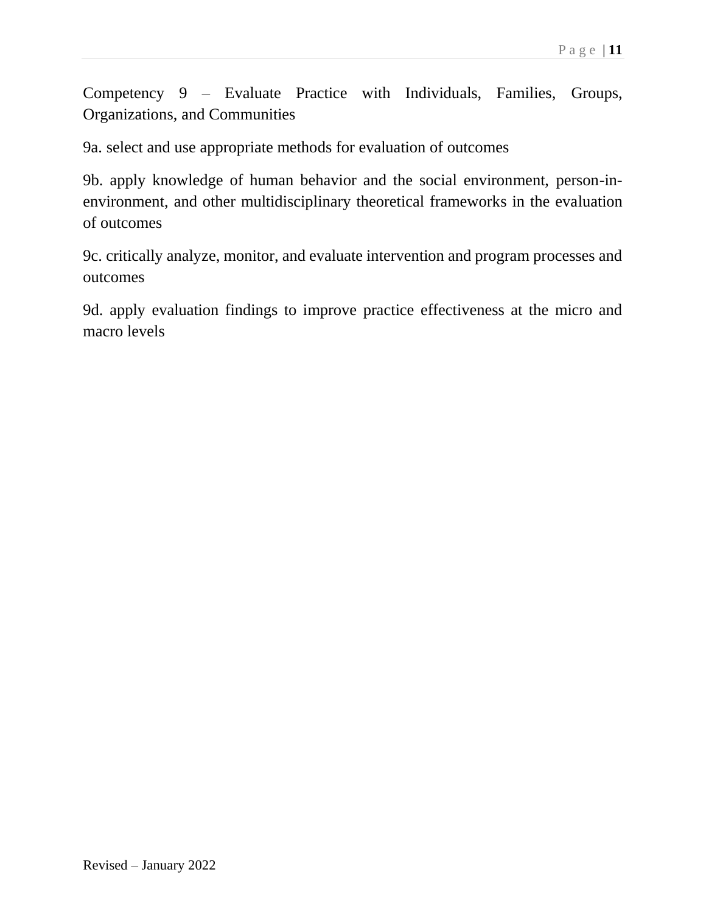Competency 9 – Evaluate Practice with Individuals, Families, Groups, Organizations, and Communities

9a. select and use appropriate methods for evaluation of outcomes

9b. apply knowledge of human behavior and the social environment, person-in-environment, and other multidisciplinary theoretical frameworks in the evaluation of outcomes

9c. critically analyze, monitor, and evaluate intervention and program processes and outcomes

9d. apply evaluation findings to improve practice effectiveness at the micro and macro levels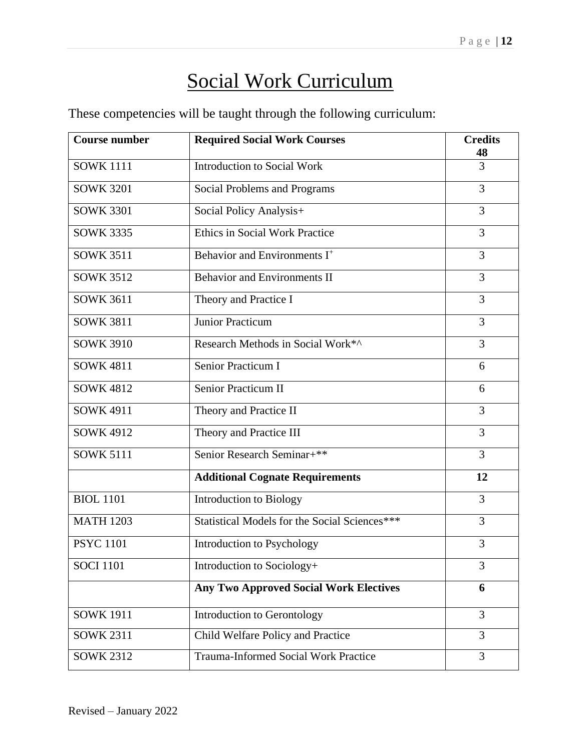# Social Work Curriculum

These competencies will be taught through the following curriculum:

| Course number | Required Social Work Courses | Credits 48 |
|---|---|---|
| SOWK 1111 | Introduction to Social Work | 3 |
| SOWK 3201 | Social Problems and Programs | 3 |
| SOWK 3301 | Social Policy Analysis+ | 3 |
| SOWK 3335 | Ethics in Social Work Practice | 3 |
| SOWK 3511 | Behavior and Environments I+ | 3 |
| SOWK 3512 | Behavior and Environments II | 3 |
| SOWK 3611 | Theory and Practice I | 3 |
| SOWK 3811 | Junior Practicum | 3 |
| SOWK 3910 | Research Methods in Social Work*^ | 3 |
| SOWK 4811 | Senior Practicum I | 6 |
| SOWK 4812 | Senior Practicum II | 6 |
| SOWK 4911 | Theory and Practice II | 3 |
| SOWK 4912 | Theory and Practice III | 3 |
| SOWK 5111 | Senior Research Seminar+** | 3 |
| | **Additional Cognate Requirements** | **12** |
| BIOL 1101 | Introduction to Biology | 3 |
| MATH 1203 | Statistical Models for the Social Sciences*** | 3 |
| PSYC 1101 | Introduction to Psychology | 3 |
| SOCI 1101 | Introduction to Sociology+ | 3 |
| | **Any Two Approved Social Work Electives** | **6** |
| SOWK 1911 | Introduction to Gerontology | 3 |
| SOWK 2311 | Child Welfare Policy and Practice | 3 |
| SOWK 2312 | Trauma-Informed Social Work Practice | 3 |

Revised – January 2022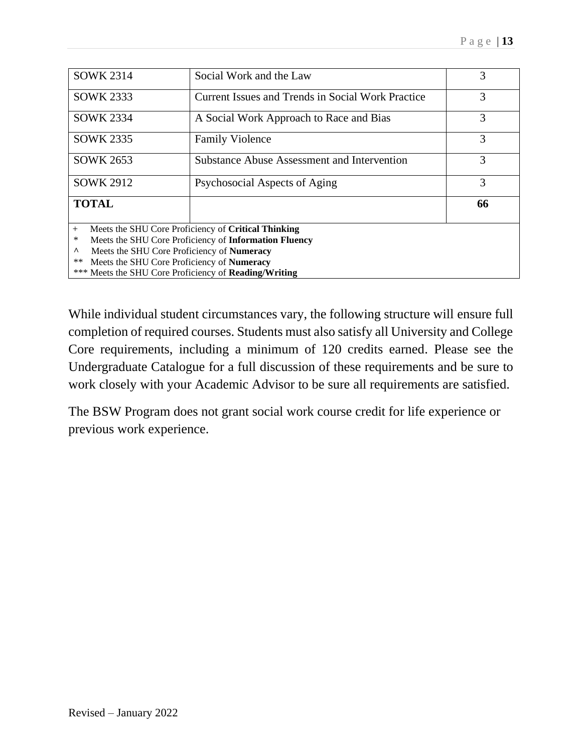| SOWK 2314 | Social Work and the Law | 3 |
|---|---|---|
| SOWK 2333 | Current Issues and Trends in Social Work Practice | 3 |
| SOWK 2334 | A Social Work Approach to Race and Bias | 3 |
| SOWK 2335 | Family Violence | 3 |
| SOWK 2653 | Substance Abuse Assessment and Intervention | 3 |
| SOWK 2912 | Psychosocial Aspects of Aging | 3 |
| **TOTAL** | | **66** |

+ Meets the SHU Core Proficiency of **Critical Thinking**
* Meets the SHU Core Proficiency of **Information Fluency**
^ Meets the SHU Core Proficiency of **Numeracy**
** Meets the SHU Core Proficiency of **Numeracy**
*** Meets the SHU Core Proficiency of **Reading/Writing**

While individual student circumstances vary, the following structure will ensure full completion of required courses. Students must also satisfy all University and College Core requirements, including a minimum of 120 credits earned. Please see the Undergraduate Catalogue for a full discussion of these requirements and be sure to work closely with your Academic Advisor to be sure all requirements are satisfied.

The BSW Program does not grant social work course credit for life experience or previous work experience.

Revised – January 2022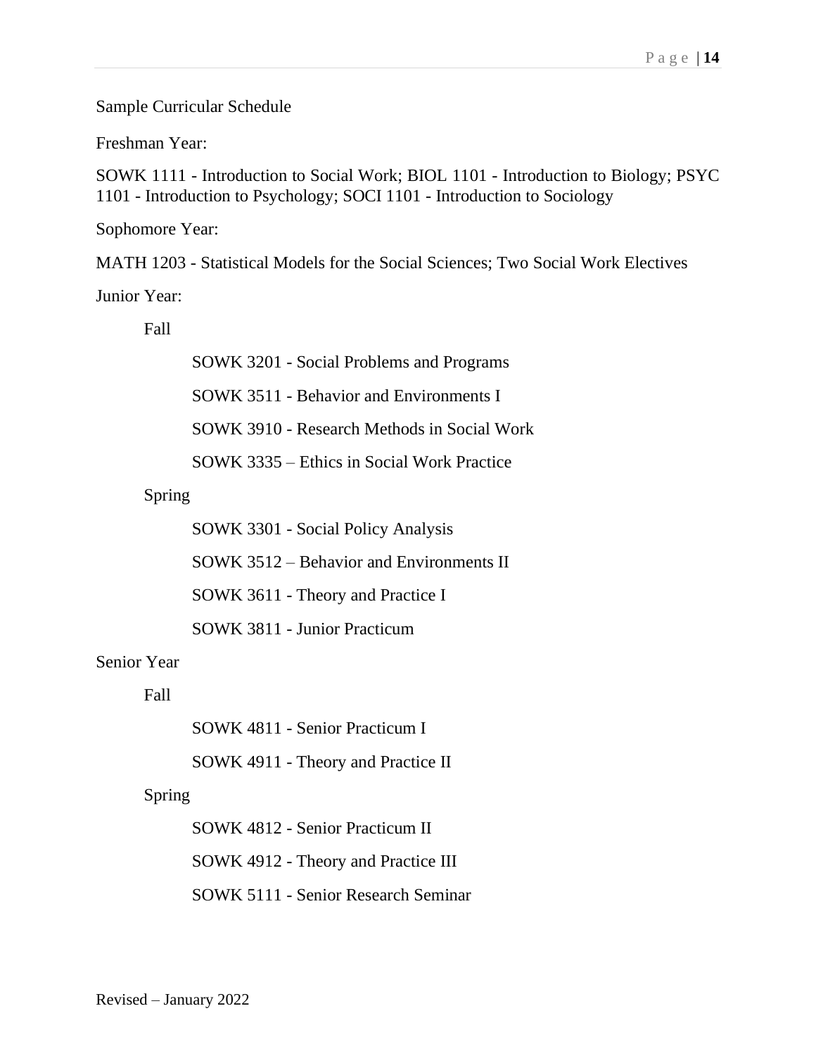Sample Curricular Schedule

Freshman Year:

SOWK 1111 - Introduction to Social Work; BIOL 1101 - Introduction to Biology; PSYC 1101 - Introduction to Psychology; SOCI 1101 - Introduction to Sociology

Sophomore Year:

MATH 1203 - Statistical Models for the Social Sciences; Two Social Work Electives

Junior Year:

Fall

SOWK 3201 - Social Problems and Programs

SOWK 3511 - Behavior and Environments I

SOWK 3910 - Research Methods in Social Work

SOWK 3335 – Ethics in Social Work Practice

Spring

SOWK 3301 - Social Policy Analysis

SOWK 3512 – Behavior and Environments II

SOWK 3611 - Theory and Practice I

SOWK 3811 - Junior Practicum

Senior Year

Fall

SOWK 4811 - Senior Practicum I

SOWK 4911 - Theory and Practice II

Spring

SOWK 4812 - Senior Practicum II

SOWK 4912 - Theory and Practice III

SOWK 5111 - Senior Research Seminar

Revised – January 2022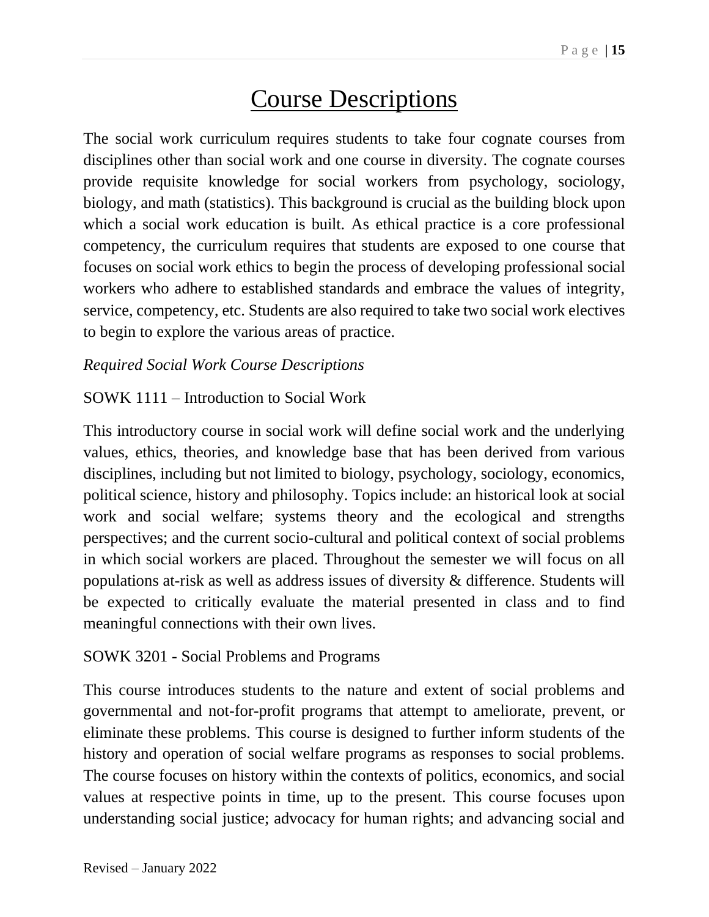# Course Descriptions

The social work curriculum requires students to take four cognate courses from disciplines other than social work and one course in diversity. The cognate courses provide requisite knowledge for social workers from psychology, sociology, biology, and math (statistics). This background is crucial as the building block upon which a social work education is built. As ethical practice is a core professional competency, the curriculum requires that students are exposed to one course that focuses on social work ethics to begin the process of developing professional social workers who adhere to established standards and embrace the values of integrity, service, competency, etc. Students are also required to take two social work electives to begin to explore the various areas of practice.

*Required Social Work Course Descriptions*

SOWK 1111 – Introduction to Social Work

This introductory course in social work will define social work and the underlying values, ethics, theories, and knowledge base that has been derived from various disciplines, including but not limited to biology, psychology, sociology, economics, political science, history and philosophy. Topics include: an historical look at social work and social welfare; systems theory and the ecological and strengths perspectives; and the current socio-cultural and political context of social problems in which social workers are placed. Throughout the semester we will focus on all populations at-risk as well as address issues of diversity & difference. Students will be expected to critically evaluate the material presented in class and to find meaningful connections with their own lives.

SOWK 3201 - Social Problems and Programs

This course introduces students to the nature and extent of social problems and governmental and not-for-profit programs that attempt to ameliorate, prevent, or eliminate these problems. This course is designed to further inform students of the history and operation of social welfare programs as responses to social problems. The course focuses on history within the contexts of politics, economics, and social values at respective points in time, up to the present. This course focuses upon understanding social justice; advocacy for human rights; and advancing social and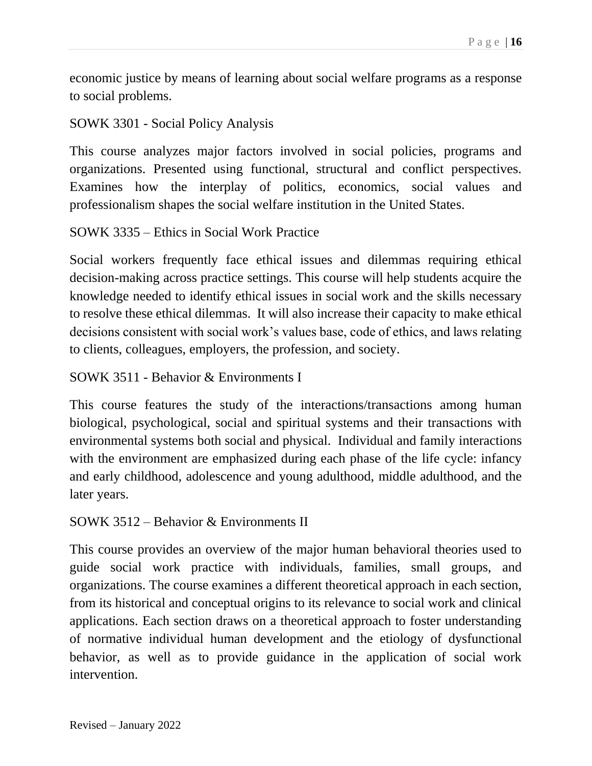economic justice by means of learning about social welfare programs as a response to social problems.

SOWK 3301 - Social Policy Analysis

This course analyzes major factors involved in social policies, programs and organizations. Presented using functional, structural and conflict perspectives. Examines how the interplay of politics, economics, social values and professionalism shapes the social welfare institution in the United States.

SOWK 3335 – Ethics in Social Work Practice

Social workers frequently face ethical issues and dilemmas requiring ethical decision-making across practice settings. This course will help students acquire the knowledge needed to identify ethical issues in social work and the skills necessary to resolve these ethical dilemmas. It will also increase their capacity to make ethical decisions consistent with social work's values base, code of ethics, and laws relating to clients, colleagues, employers, the profession, and society.

SOWK 3511 - Behavior & Environments I

This course features the study of the interactions/transactions among human biological, psychological, social and spiritual systems and their transactions with environmental systems both social and physical. Individual and family interactions with the environment are emphasized during each phase of the life cycle: infancy and early childhood, adolescence and young adulthood, middle adulthood, and the later years.

SOWK 3512 – Behavior & Environments II

This course provides an overview of the major human behavioral theories used to guide social work practice with individuals, families, small groups, and organizations. The course examines a different theoretical approach in each section, from its historical and conceptual origins to its relevance to social work and clinical applications. Each section draws on a theoretical approach to foster understanding of normative individual human development and the etiology of dysfunctional behavior, as well as to provide guidance in the application of social work intervention.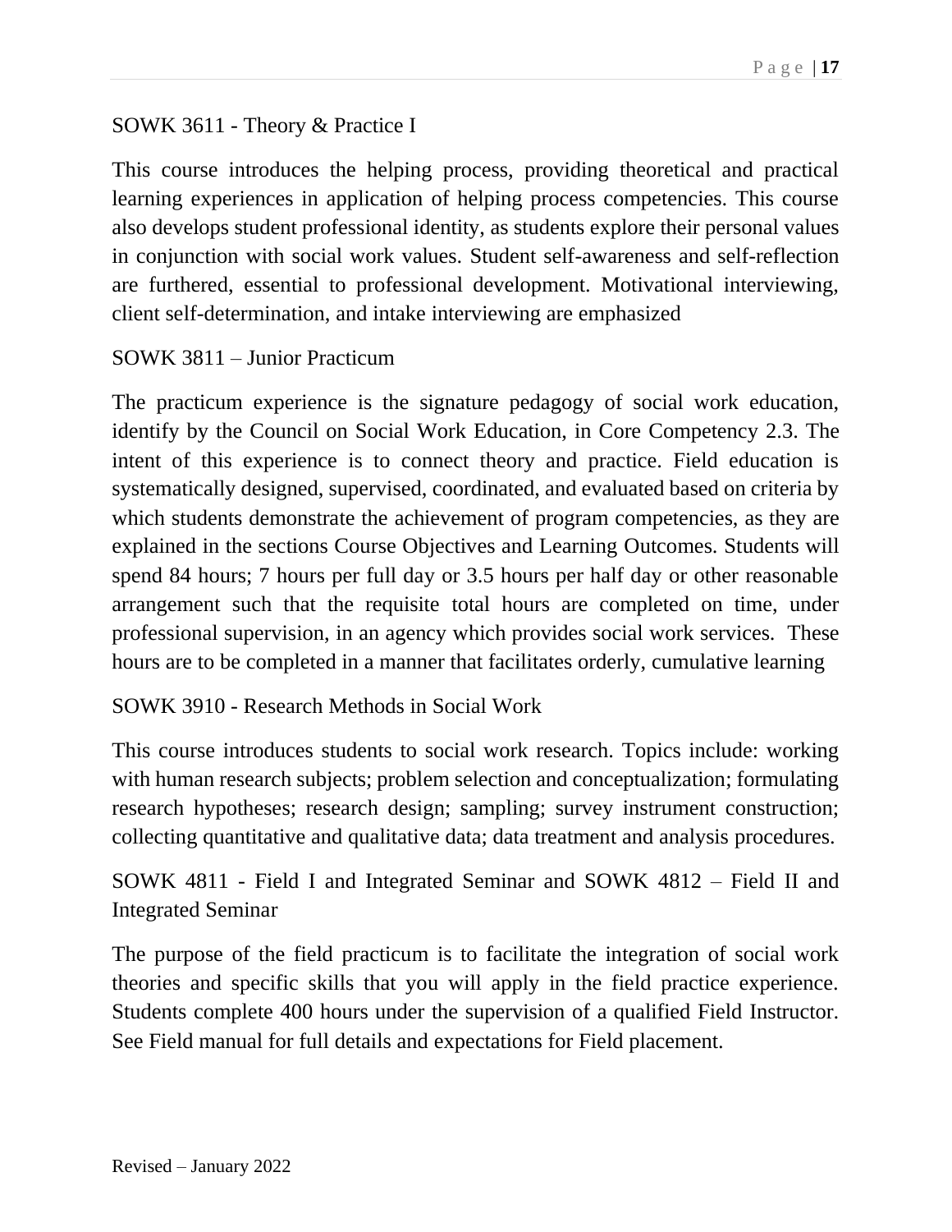SOWK 3611 - Theory & Practice I

This course introduces the helping process, providing theoretical and practical learning experiences in application of helping process competencies. This course also develops student professional identity, as students explore their personal values in conjunction with social work values. Student self-awareness and self-reflection are furthered, essential to professional development. Motivational interviewing, client self-determination, and intake interviewing are emphasized

SOWK 3811 – Junior Practicum

The practicum experience is the signature pedagogy of social work education, identify by the Council on Social Work Education, in Core Competency 2.3. The intent of this experience is to connect theory and practice. Field education is systematically designed, supervised, coordinated, and evaluated based on criteria by which students demonstrate the achievement of program competencies, as they are explained in the sections Course Objectives and Learning Outcomes. Students will spend 84 hours; 7 hours per full day or 3.5 hours per half day or other reasonable arrangement such that the requisite total hours are completed on time, under professional supervision, in an agency which provides social work services. These hours are to be completed in a manner that facilitates orderly, cumulative learning

SOWK 3910 - Research Methods in Social Work

This course introduces students to social work research. Topics include: working with human research subjects; problem selection and conceptualization; formulating research hypotheses; research design; sampling; survey instrument construction; collecting quantitative and qualitative data; data treatment and analysis procedures.

SOWK 4811 - Field I and Integrated Seminar and SOWK 4812 – Field II and Integrated Seminar

The purpose of the field practicum is to facilitate the integration of social work theories and specific skills that you will apply in the field practice experience. Students complete 400 hours under the supervision of a qualified Field Instructor. See Field manual for full details and expectations for Field placement.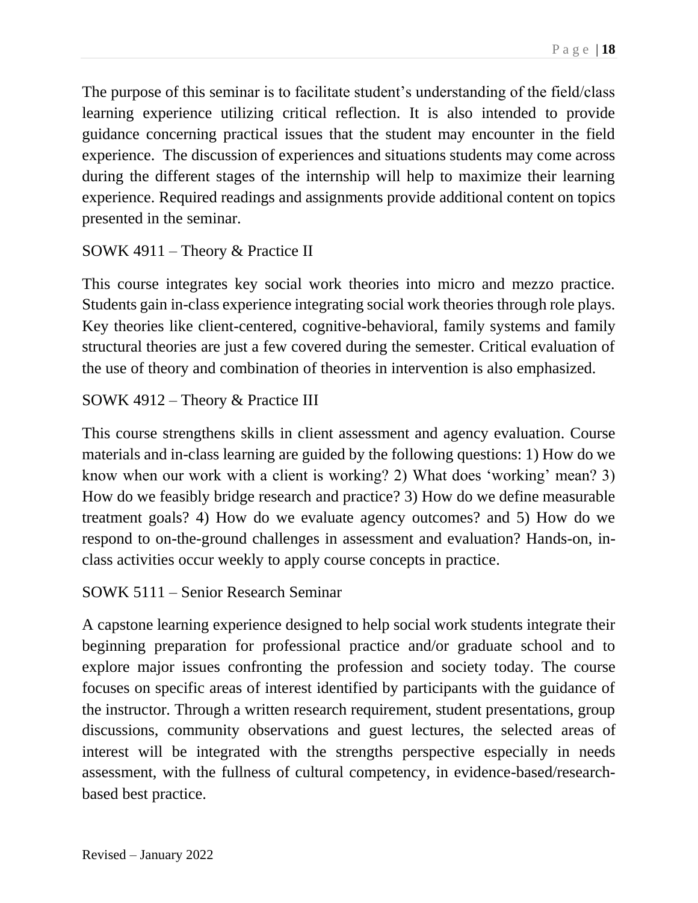The purpose of this seminar is to facilitate student's understanding of the field/class learning experience utilizing critical reflection. It is also intended to provide guidance concerning practical issues that the student may encounter in the field experience. The discussion of experiences and situations students may come across during the different stages of the internship will help to maximize their learning experience. Required readings and assignments provide additional content on topics presented in the seminar.

SOWK 4911 – Theory & Practice II

This course integrates key social work theories into micro and mezzo practice. Students gain in-class experience integrating social work theories through role plays. Key theories like client-centered, cognitive-behavioral, family systems and family structural theories are just a few covered during the semester. Critical evaluation of the use of theory and combination of theories in intervention is also emphasized.

SOWK 4912 – Theory & Practice III

This course strengthens skills in client assessment and agency evaluation. Course materials and in-class learning are guided by the following questions: 1) How do we know when our work with a client is working? 2) What does 'working' mean? 3) How do we feasibly bridge research and practice? 3) How do we define measurable treatment goals? 4) How do we evaluate agency outcomes? and 5) How do we respond to on-the-ground challenges in assessment and evaluation? Hands-on, in-class activities occur weekly to apply course concepts in practice.

SOWK 5111 – Senior Research Seminar

A capstone learning experience designed to help social work students integrate their beginning preparation for professional practice and/or graduate school and to explore major issues confronting the profession and society today. The course focuses on specific areas of interest identified by participants with the guidance of the instructor. Through a written research requirement, student presentations, group discussions, community observations and guest lectures, the selected areas of interest will be integrated with the strengths perspective especially in needs assessment, with the fullness of cultural competency, in evidence-based/research-based best practice.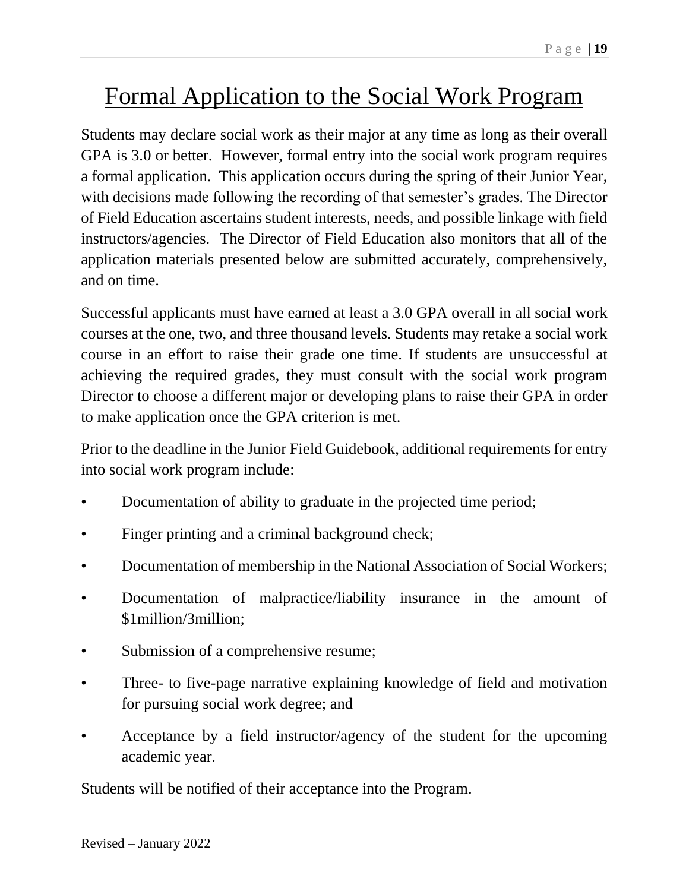# Formal Application to the Social Work Program

Students may declare social work as their major at any time as long as their overall GPA is 3.0 or better. However, formal entry into the social work program requires a formal application. This application occurs during the spring of their Junior Year, with decisions made following the recording of that semester's grades. The Director of Field Education ascertains student interests, needs, and possible linkage with field instructors/agencies. The Director of Field Education also monitors that all of the application materials presented below are submitted accurately, comprehensively, and on time.

Successful applicants must have earned at least a 3.0 GPA overall in all social work courses at the one, two, and three thousand levels. Students may retake a social work course in an effort to raise their grade one time. If students are unsuccessful at achieving the required grades, they must consult with the social work program Director to choose a different major or developing plans to raise their GPA in order to make application once the GPA criterion is met.

Prior to the deadline in the Junior Field Guidebook, additional requirements for entry into social work program include:

- Documentation of ability to graduate in the projected time period;
- Finger printing and a criminal background check;
- Documentation of membership in the National Association of Social Workers;
- Documentation of malpractice/liability insurance in the amount of $1million/3million;
- Submission of a comprehensive resume;
- Three- to five-page narrative explaining knowledge of field and motivation for pursuing social work degree; and
- Acceptance by a field instructor/agency of the student for the upcoming academic year.

Students will be notified of their acceptance into the Program.

Revised – January 2022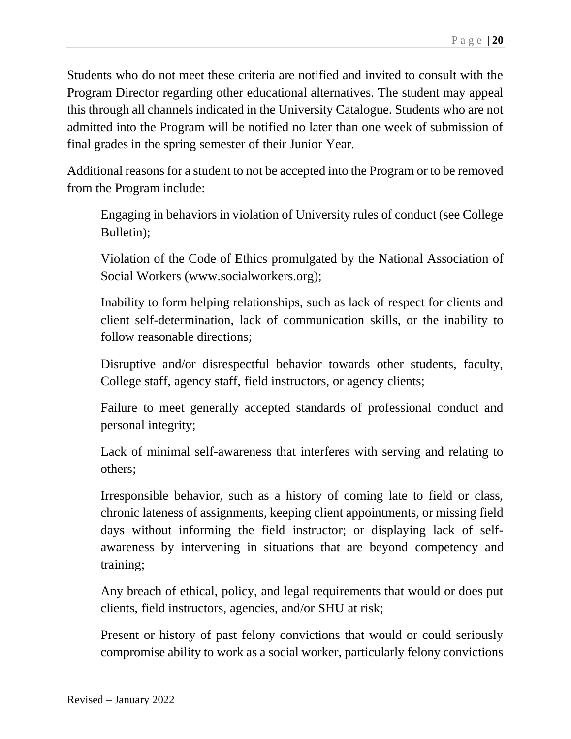Students who do not meet these criteria are notified and invited to consult with the Program Director regarding other educational alternatives. The student may appeal this through all channels indicated in the University Catalogue. Students who are not admitted into the Program will be notified no later than one week of submission of final grades in the spring semester of their Junior Year.

Additional reasons for a student to not be accepted into the Program or to be removed from the Program include:

> Engaging in behaviors in violation of University rules of conduct (see College Bulletin);
>
> Violation of the Code of Ethics promulgated by the National Association of Social Workers (www.socialworkers.org);
>
> Inability to form helping relationships, such as lack of respect for clients and client self-determination, lack of communication skills, or the inability to follow reasonable directions;
>
> Disruptive and/or disrespectful behavior towards other students, faculty, College staff, agency staff, field instructors, or agency clients;
>
> Failure to meet generally accepted standards of professional conduct and personal integrity;
>
> Lack of minimal self-awareness that interferes with serving and relating to others;
>
> Irresponsible behavior, such as a history of coming late to field or class, chronic lateness of assignments, keeping client appointments, or missing field days without informing the field instructor; or displaying lack of self-awareness by intervening in situations that are beyond competency and training;
>
> Any breach of ethical, policy, and legal requirements that would or does put clients, field instructors, agencies, and/or SHU at risk;
>
> Present or history of past felony convictions that would or could seriously compromise ability to work as a social worker, particularly felony convictions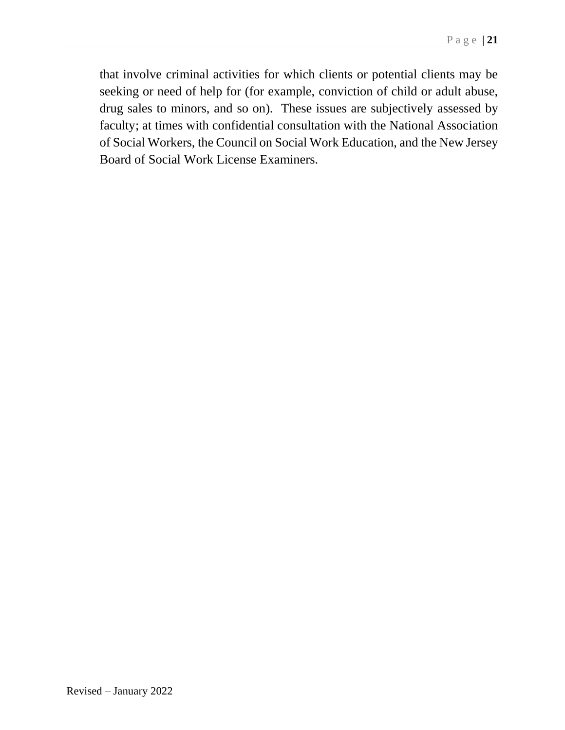that involve criminal activities for which clients or potential clients may be seeking or need of help for (for example, conviction of child or adult abuse, drug sales to minors, and so on). These issues are subjectively assessed by faculty; at times with confidential consultation with the National Association of Social Workers, the Council on Social Work Education, and the New Jersey Board of Social Work License Examiners.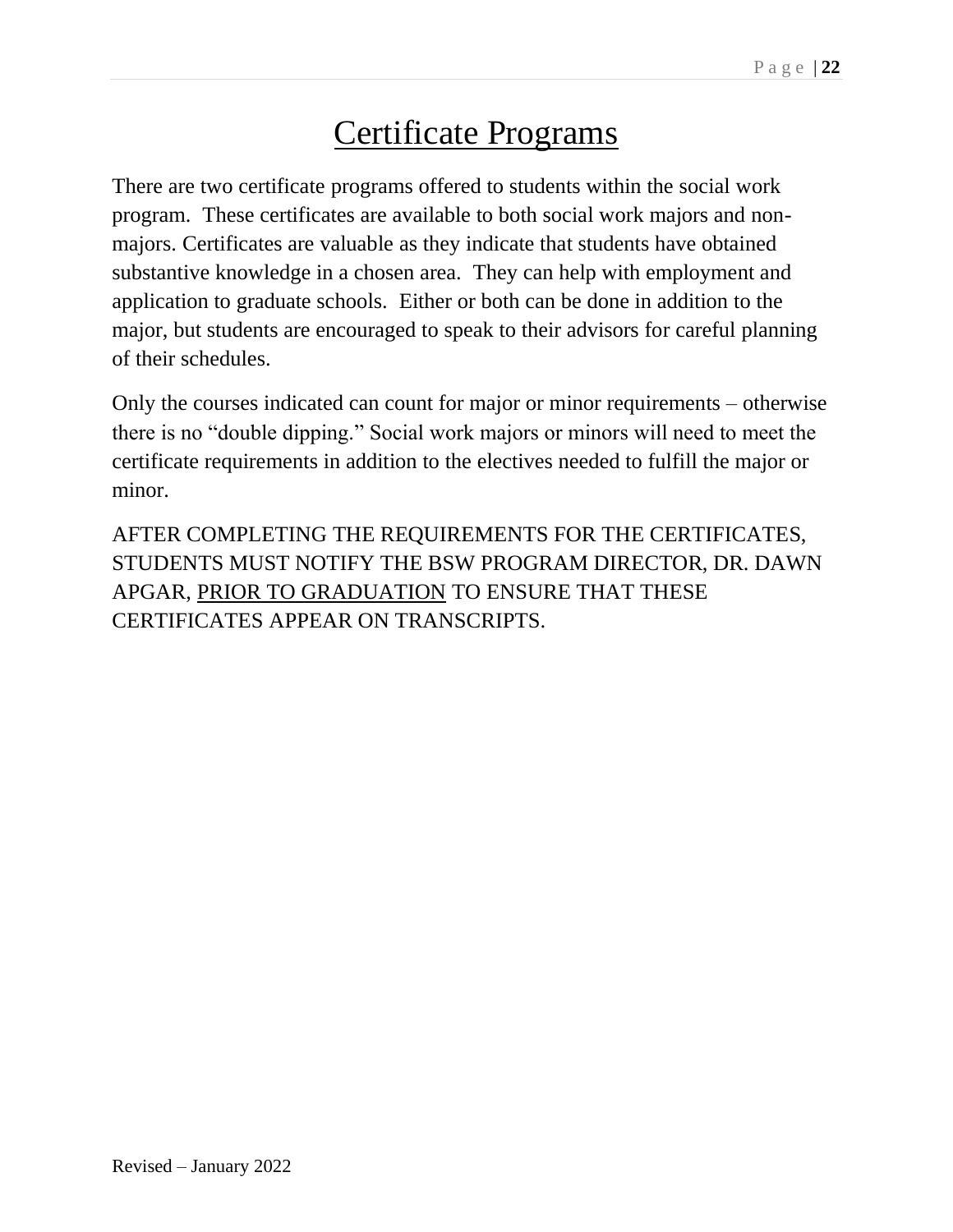# Certificate Programs

There are two certificate programs offered to students within the social work program. These certificates are available to both social work majors and non-majors. Certificates are valuable as they indicate that students have obtained substantive knowledge in a chosen area. They can help with employment and application to graduate schools. Either or both can be done in addition to the major, but students are encouraged to speak to their advisors for careful planning of their schedules.

Only the courses indicated can count for major or minor requirements – otherwise there is no "double dipping." Social work majors or minors will need to meet the certificate requirements in addition to the electives needed to fulfill the major or minor.

AFTER COMPLETING THE REQUIREMENTS FOR THE CERTIFICATES, STUDENTS MUST NOTIFY THE BSW PROGRAM DIRECTOR, DR. DAWN APGAR, <u>PRIOR TO GRADUATION</u> TO ENSURE THAT THESE CERTIFICATES APPEAR ON TRANSCRIPTS.

Revised – January 2022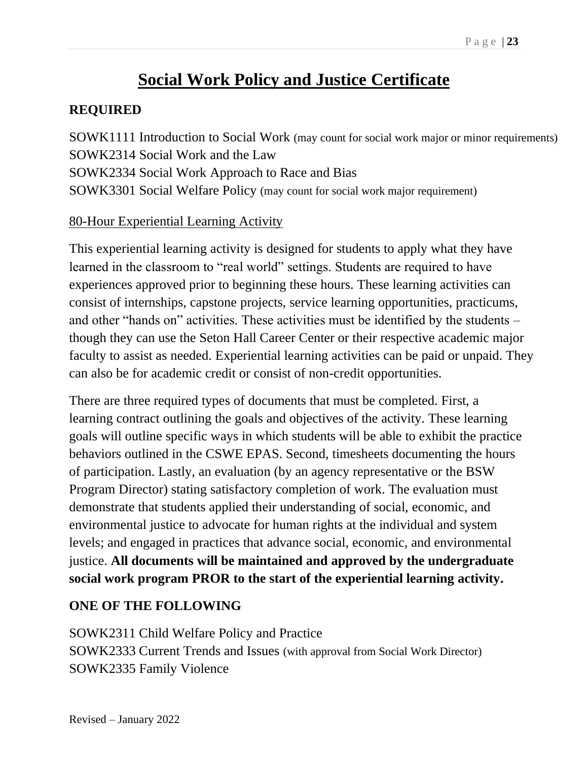# Social Work Policy and Justice Certificate

## REQUIRED

SOWK1111 Introduction to Social Work (may count for social work major or minor requirements)
SOWK2314 Social Work and the Law
SOWK2334 Social Work Approach to Race and Bias
SOWK3301 Social Welfare Policy (may count for social work major requirement)

80-Hour Experiential Learning Activity

This experiential learning activity is designed for students to apply what they have learned in the classroom to "real world" settings. Students are required to have experiences approved prior to beginning these hours. These learning activities can consist of internships, capstone projects, service learning opportunities, practicums, and other "hands on" activities. These activities must be identified by the students – though they can use the Seton Hall Career Center or their respective academic major faculty to assist as needed. Experiential learning activities can be paid or unpaid. They can also be for academic credit or consist of non-credit opportunities.

There are three required types of documents that must be completed. First, a learning contract outlining the goals and objectives of the activity. These learning goals will outline specific ways in which students will be able to exhibit the practice behaviors outlined in the CSWE EPAS. Second, timesheets documenting the hours of participation. Lastly, an evaluation (by an agency representative or the BSW Program Director) stating satisfactory completion of work. The evaluation must demonstrate that students applied their understanding of social, economic, and environmental justice to advocate for human rights at the individual and system levels; and engaged in practices that advance social, economic, and environmental justice. **All documents will be maintained and approved by the undergraduate social work program PROR to the start of the experiential learning activity.**

## ONE OF THE FOLLOWING

SOWK2311 Child Welfare Policy and Practice
SOWK2333 Current Trends and Issues (with approval from Social Work Director)
SOWK2335 Family Violence

Revised – January 2022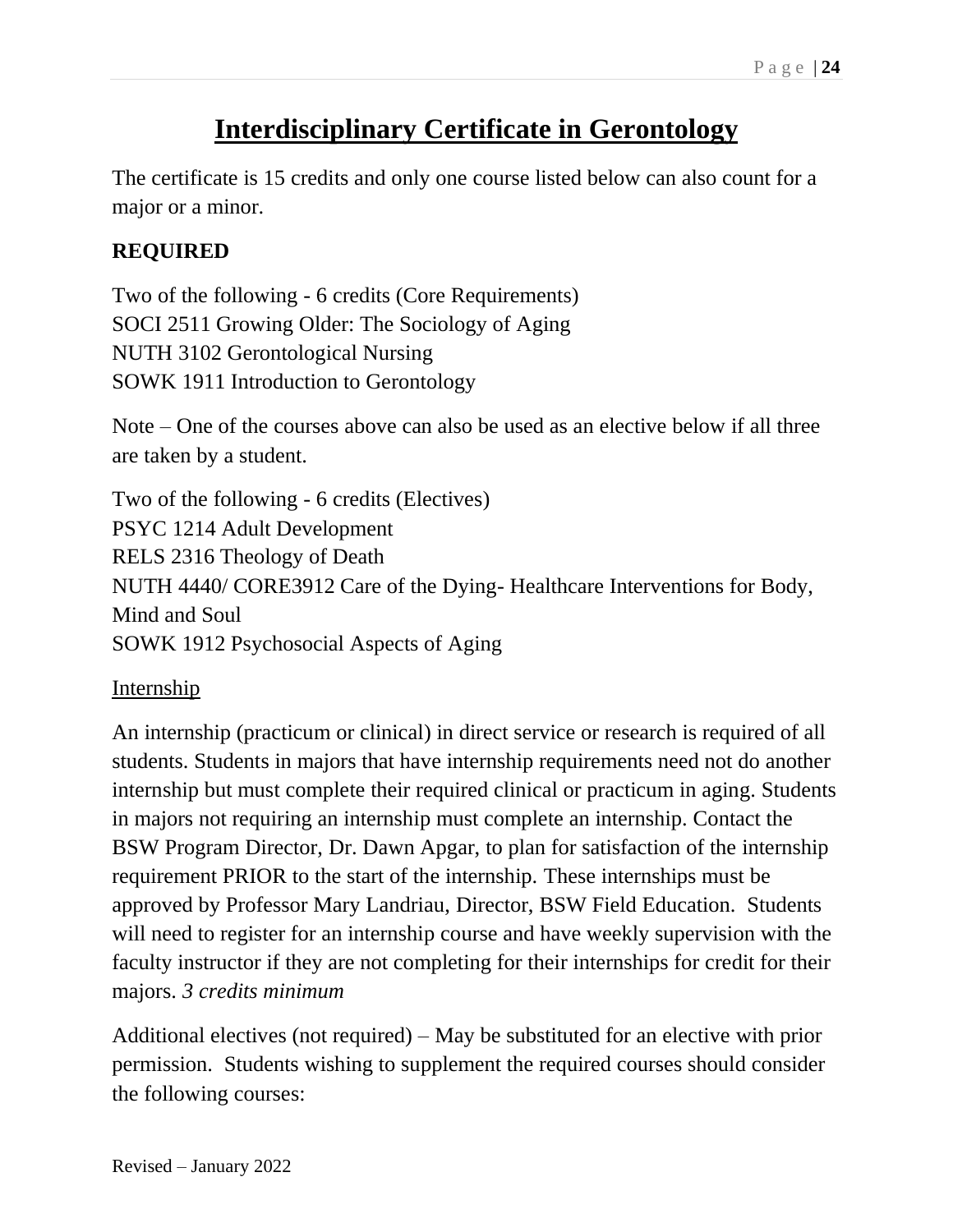# Interdisciplinary Certificate in Gerontology

The certificate is 15 credits and only one course listed below can also count for a major or a minor.

**REQUIRED**

Two of the following - 6 credits (Core Requirements)
SOCI 2511 Growing Older: The Sociology of Aging
NUTH 3102 Gerontological Nursing
SOWK 1911 Introduction to Gerontology

Note – One of the courses above can also be used as an elective below if all three are taken by a student.

Two of the following - 6 credits (Electives)
PSYC 1214 Adult Development
RELS 2316 Theology of Death
NUTH 4440/ CORE3912 Care of the Dying- Healthcare Interventions for Body, Mind and Soul
SOWK 1912 Psychosocial Aspects of Aging

Internship

An internship (practicum or clinical) in direct service or research is required of all students. Students in majors that have internship requirements need not do another internship but must complete their required clinical or practicum in aging. Students in majors not requiring an internship must complete an internship. Contact the BSW Program Director, Dr. Dawn Apgar, to plan for satisfaction of the internship requirement PRIOR to the start of the internship. These internships must be approved by Professor Mary Landriau, Director, BSW Field Education. Students will need to register for an internship course and have weekly supervision with the faculty instructor if they are not completing for their internships for credit for their majors. *3 credits minimum*

Additional electives (not required) – May be substituted for an elective with prior permission. Students wishing to supplement the required courses should consider the following courses:

Revised – January 2022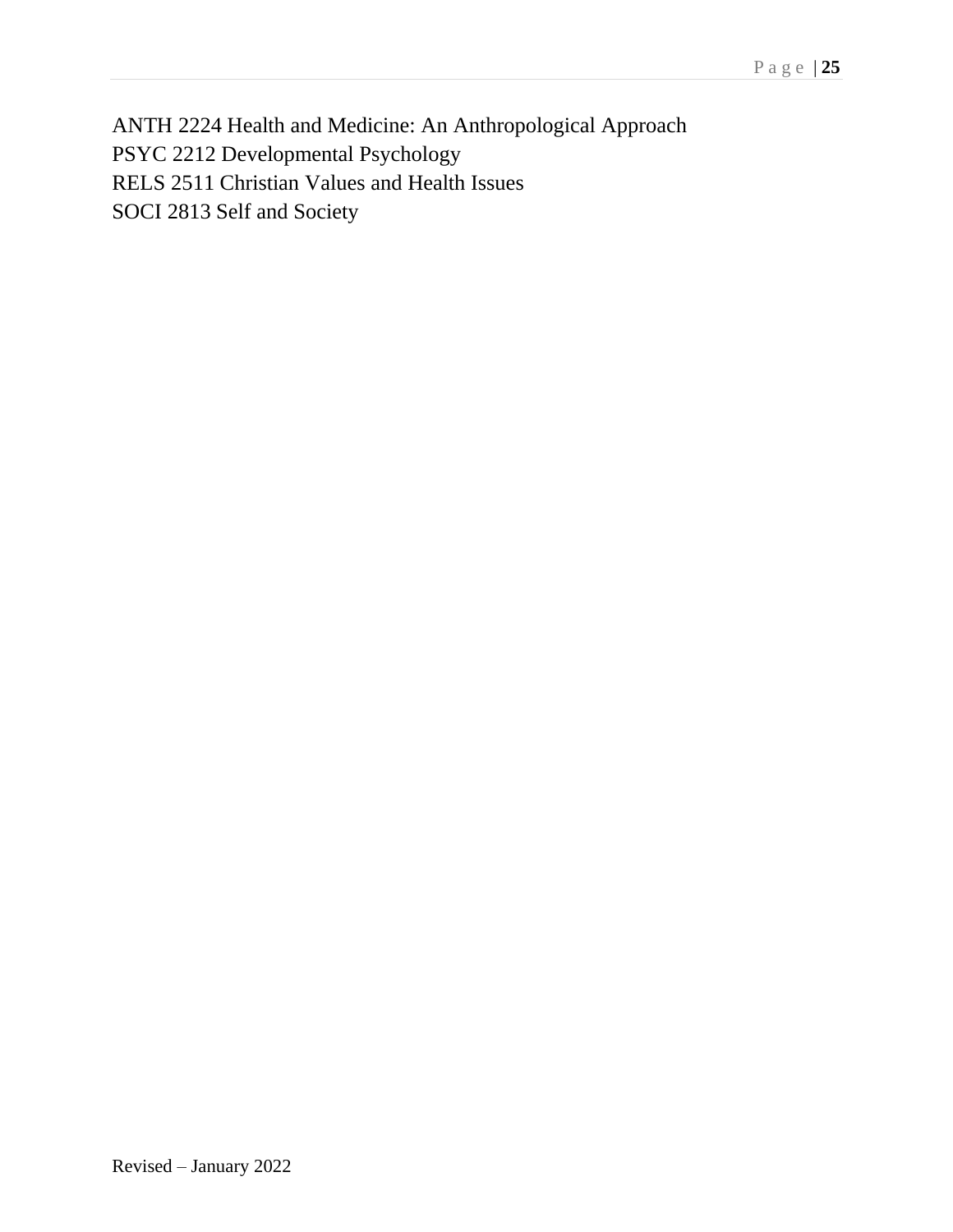ANTH 2224 Health and Medicine: An Anthropological Approach
PSYC 2212 Developmental Psychology
RELS 2511 Christian Values and Health Issues
SOCI 2813 Self and Society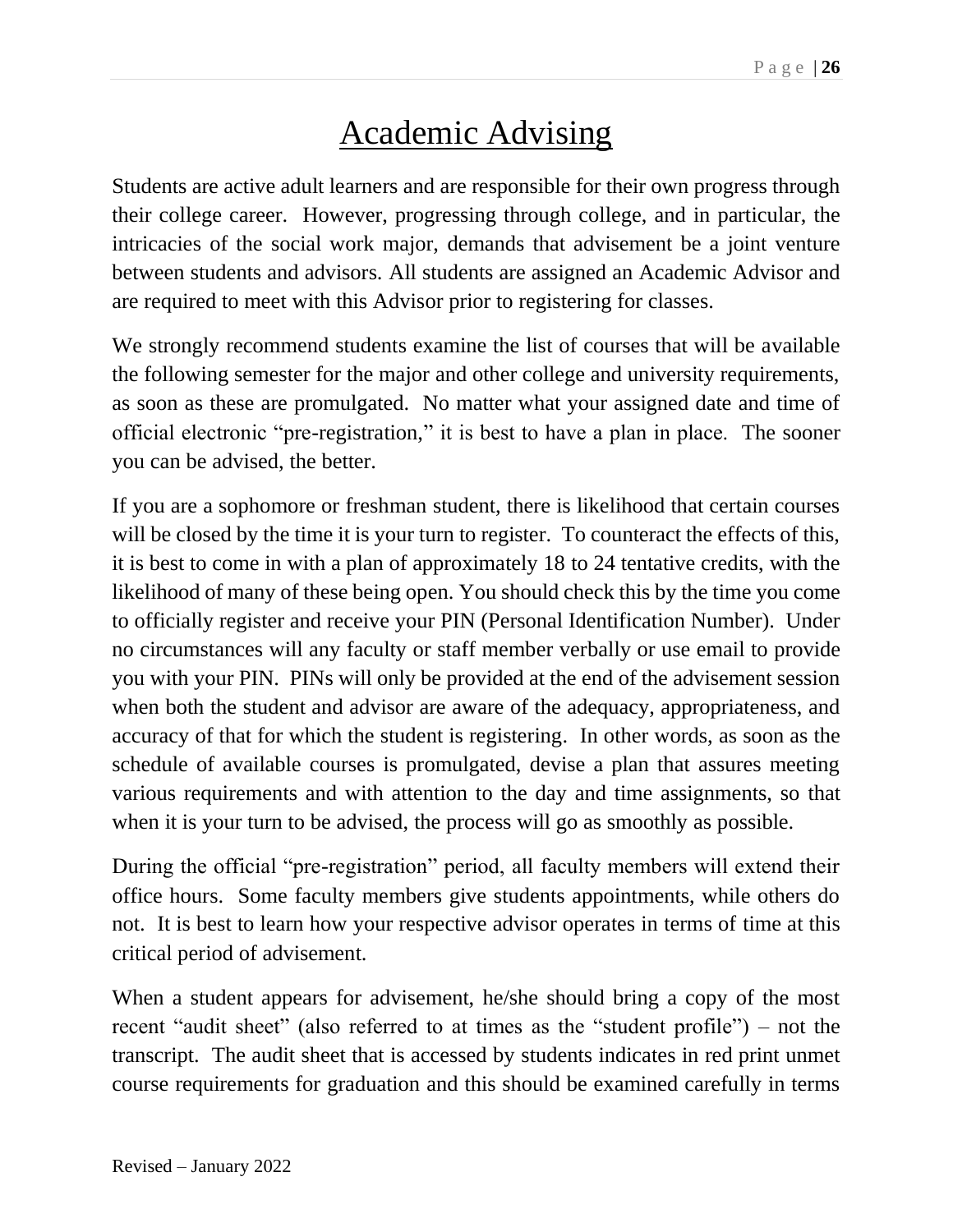# Academic Advising

Students are active adult learners and are responsible for their own progress through their college career. However, progressing through college, and in particular, the intricacies of the social work major, demands that advisement be a joint venture between students and advisors. All students are assigned an Academic Advisor and are required to meet with this Advisor prior to registering for classes.

We strongly recommend students examine the list of courses that will be available the following semester for the major and other college and university requirements, as soon as these are promulgated. No matter what your assigned date and time of official electronic "pre-registration," it is best to have a plan in place. The sooner you can be advised, the better.

If you are a sophomore or freshman student, there is likelihood that certain courses will be closed by the time it is your turn to register. To counteract the effects of this, it is best to come in with a plan of approximately 18 to 24 tentative credits, with the likelihood of many of these being open. You should check this by the time you come to officially register and receive your PIN (Personal Identification Number). Under no circumstances will any faculty or staff member verbally or use email to provide you with your PIN. PINs will only be provided at the end of the advisement session when both the student and advisor are aware of the adequacy, appropriateness, and accuracy of that for which the student is registering. In other words, as soon as the schedule of available courses is promulgated, devise a plan that assures meeting various requirements and with attention to the day and time assignments, so that when it is your turn to be advised, the process will go as smoothly as possible.

During the official "pre-registration" period, all faculty members will extend their office hours. Some faculty members give students appointments, while others do not. It is best to learn how your respective advisor operates in terms of time at this critical period of advisement.

When a student appears for advisement, he/she should bring a copy of the most recent "audit sheet" (also referred to at times as the "student profile") – not the transcript. The audit sheet that is accessed by students indicates in red print unmet course requirements for graduation and this should be examined carefully in terms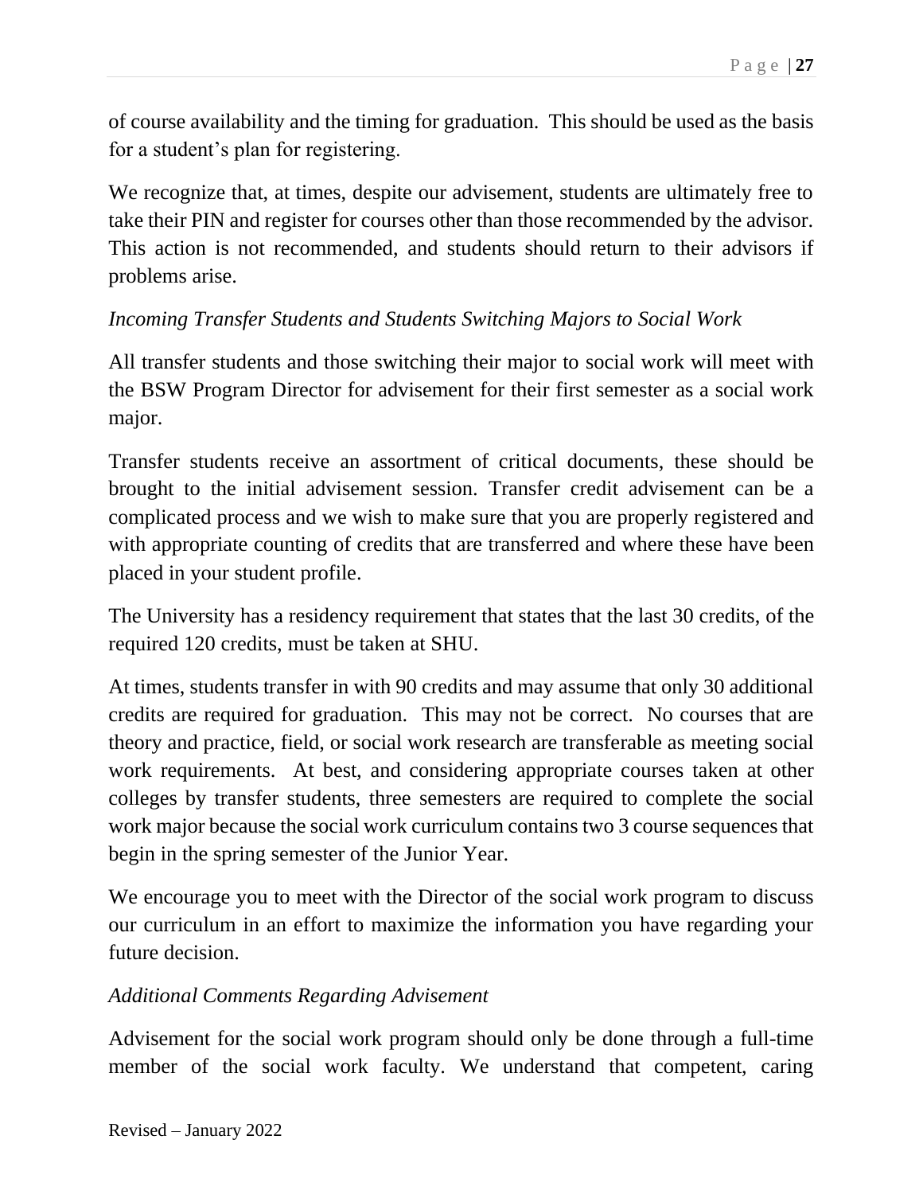of course availability and the timing for graduation. This should be used as the basis for a student's plan for registering.

We recognize that, at times, despite our advisement, students are ultimately free to take their PIN and register for courses other than those recommended by the advisor. This action is not recommended, and students should return to their advisors if problems arise.

*Incoming Transfer Students and Students Switching Majors to Social Work*

All transfer students and those switching their major to social work will meet with the BSW Program Director for advisement for their first semester as a social work major.

Transfer students receive an assortment of critical documents, these should be brought to the initial advisement session. Transfer credit advisement can be a complicated process and we wish to make sure that you are properly registered and with appropriate counting of credits that are transferred and where these have been placed in your student profile.

The University has a residency requirement that states that the last 30 credits, of the required 120 credits, must be taken at SHU.

At times, students transfer in with 90 credits and may assume that only 30 additional credits are required for graduation. This may not be correct. No courses that are theory and practice, field, or social work research are transferable as meeting social work requirements. At best, and considering appropriate courses taken at other colleges by transfer students, three semesters are required to complete the social work major because the social work curriculum contains two 3 course sequences that begin in the spring semester of the Junior Year.

We encourage you to meet with the Director of the social work program to discuss our curriculum in an effort to maximize the information you have regarding your future decision.

*Additional Comments Regarding Advisement*

Advisement for the social work program should only be done through a full-time member of the social work faculty. We understand that competent, caring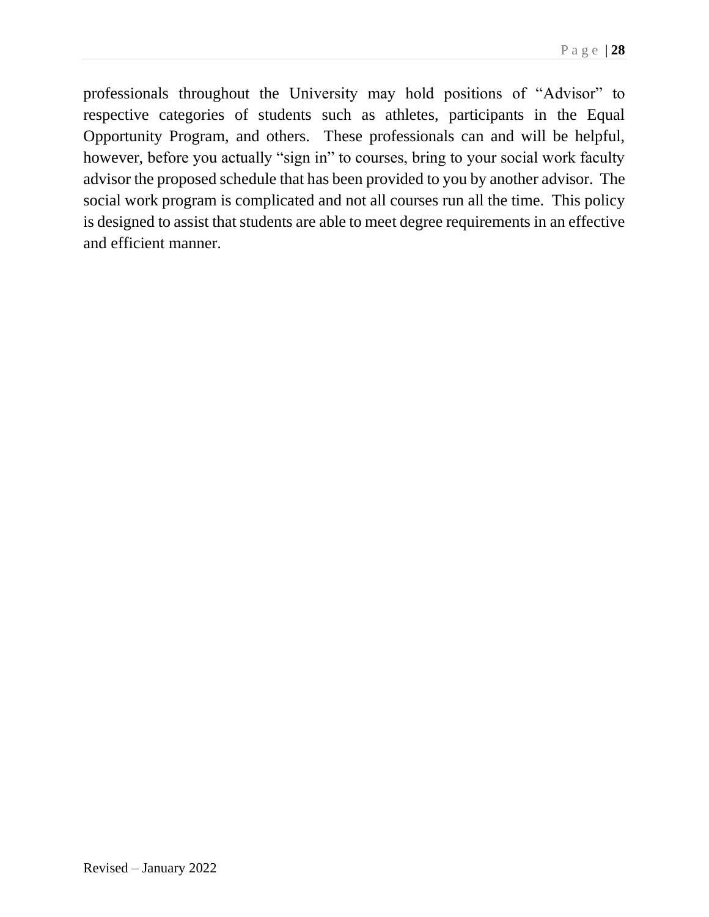professionals throughout the University may hold positions of “Advisor” to respective categories of students such as athletes, participants in the Equal Opportunity Program, and others. These professionals can and will be helpful, however, before you actually “sign in” to courses, bring to your social work faculty advisor the proposed schedule that has been provided to you by another advisor. The social work program is complicated and not all courses run all the time. This policy is designed to assist that students are able to meet degree requirements in an effective and efficient manner.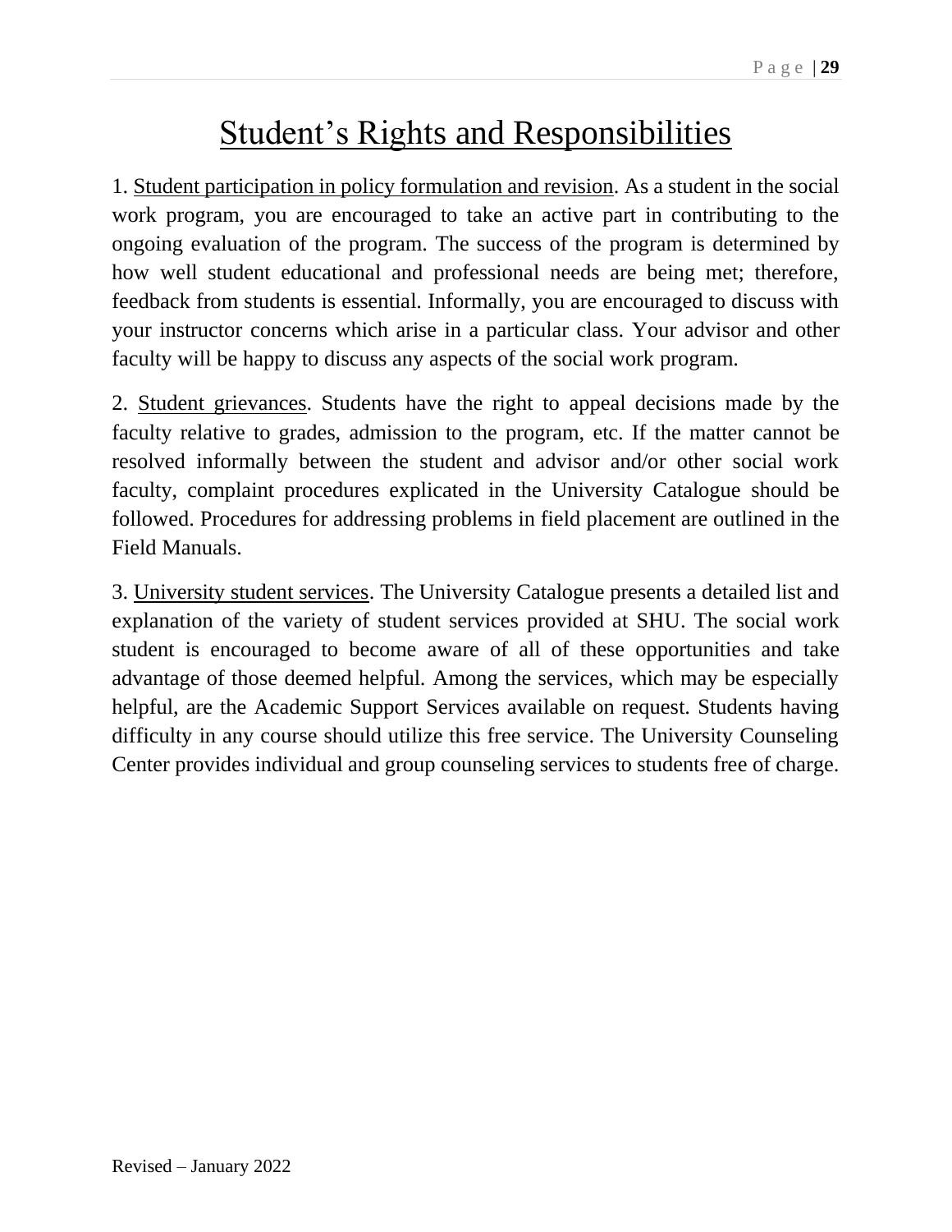# Student's Rights and Responsibilities

1. Student participation in policy formulation and revision. As a student in the social work program, you are encouraged to take an active part in contributing to the ongoing evaluation of the program. The success of the program is determined by how well student educational and professional needs are being met; therefore, feedback from students is essential. Informally, you are encouraged to discuss with your instructor concerns which arise in a particular class. Your advisor and other faculty will be happy to discuss any aspects of the social work program.

2. Student grievances. Students have the right to appeal decisions made by the faculty relative to grades, admission to the program, etc. If the matter cannot be resolved informally between the student and advisor and/or other social work faculty, complaint procedures explicated in the University Catalogue should be followed. Procedures for addressing problems in field placement are outlined in the Field Manuals.

3. University student services. The University Catalogue presents a detailed list and explanation of the variety of student services provided at SHU. The social work student is encouraged to become aware of all of these opportunities and take advantage of those deemed helpful. Among the services, which may be especially helpful, are the Academic Support Services available on request. Students having difficulty in any course should utilize this free service. The University Counseling Center provides individual and group counseling services to students free of charge.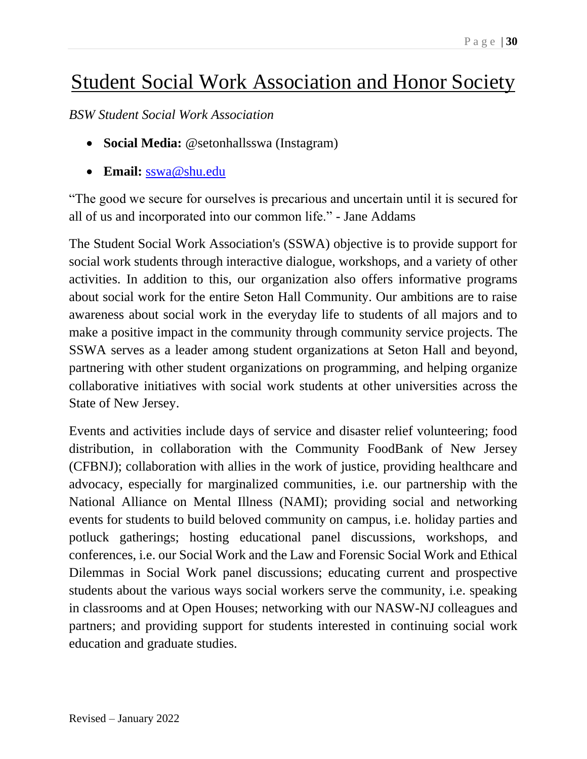# Student Social Work Association and Honor Society

*BSW Student Social Work Association*

- **Social Media:** @setonhallsswa (Instagram)
- **Email:** sswa@shu.edu

"The good we secure for ourselves is precarious and uncertain until it is secured for all of us and incorporated into our common life." - Jane Addams

The Student Social Work Association's (SSWA) objective is to provide support for social work students through interactive dialogue, workshops, and a variety of other activities. In addition to this, our organization also offers informative programs about social work for the entire Seton Hall Community. Our ambitions are to raise awareness about social work in the everyday life to students of all majors and to make a positive impact in the community through community service projects. The SSWA serves as a leader among student organizations at Seton Hall and beyond, partnering with other student organizations on programming, and helping organize collaborative initiatives with social work students at other universities across the State of New Jersey.

Events and activities include days of service and disaster relief volunteering; food distribution, in collaboration with the Community FoodBank of New Jersey (CFBNJ); collaboration with allies in the work of justice, providing healthcare and advocacy, especially for marginalized communities, i.e. our partnership with the National Alliance on Mental Illness (NAMI); providing social and networking events for students to build beloved community on campus, i.e. holiday parties and potluck gatherings; hosting educational panel discussions, workshops, and conferences, i.e. our Social Work and the Law and Forensic Social Work and Ethical Dilemmas in Social Work panel discussions; educating current and prospective students about the various ways social workers serve the community, i.e. speaking in classrooms and at Open Houses; networking with our NASW-NJ colleagues and partners; and providing support for students interested in continuing social work education and graduate studies.

Revised – January 2022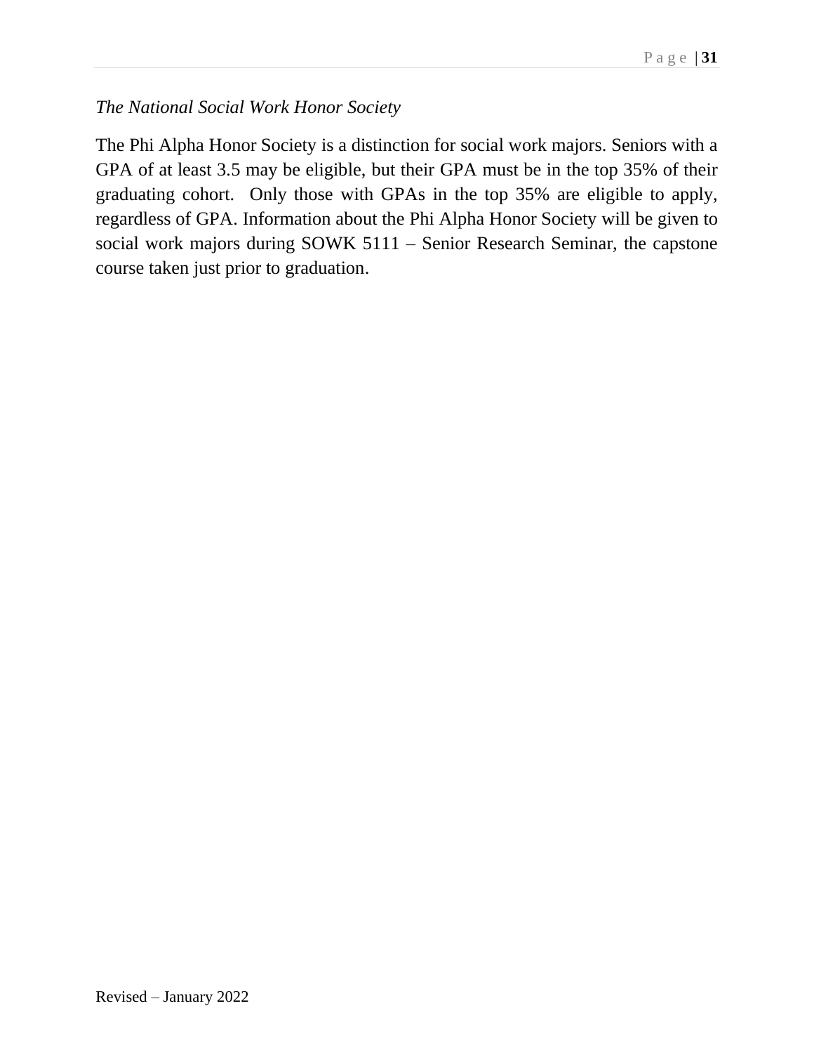*The National Social Work Honor Society*

The Phi Alpha Honor Society is a distinction for social work majors. Seniors with a GPA of at least 3.5 may be eligible, but their GPA must be in the top 35% of their graduating cohort.  Only those with GPAs in the top 35% are eligible to apply, regardless of GPA. Information about the Phi Alpha Honor Society will be given to social work majors during SOWK 5111 – Senior Research Seminar, the capstone course taken just prior to graduation.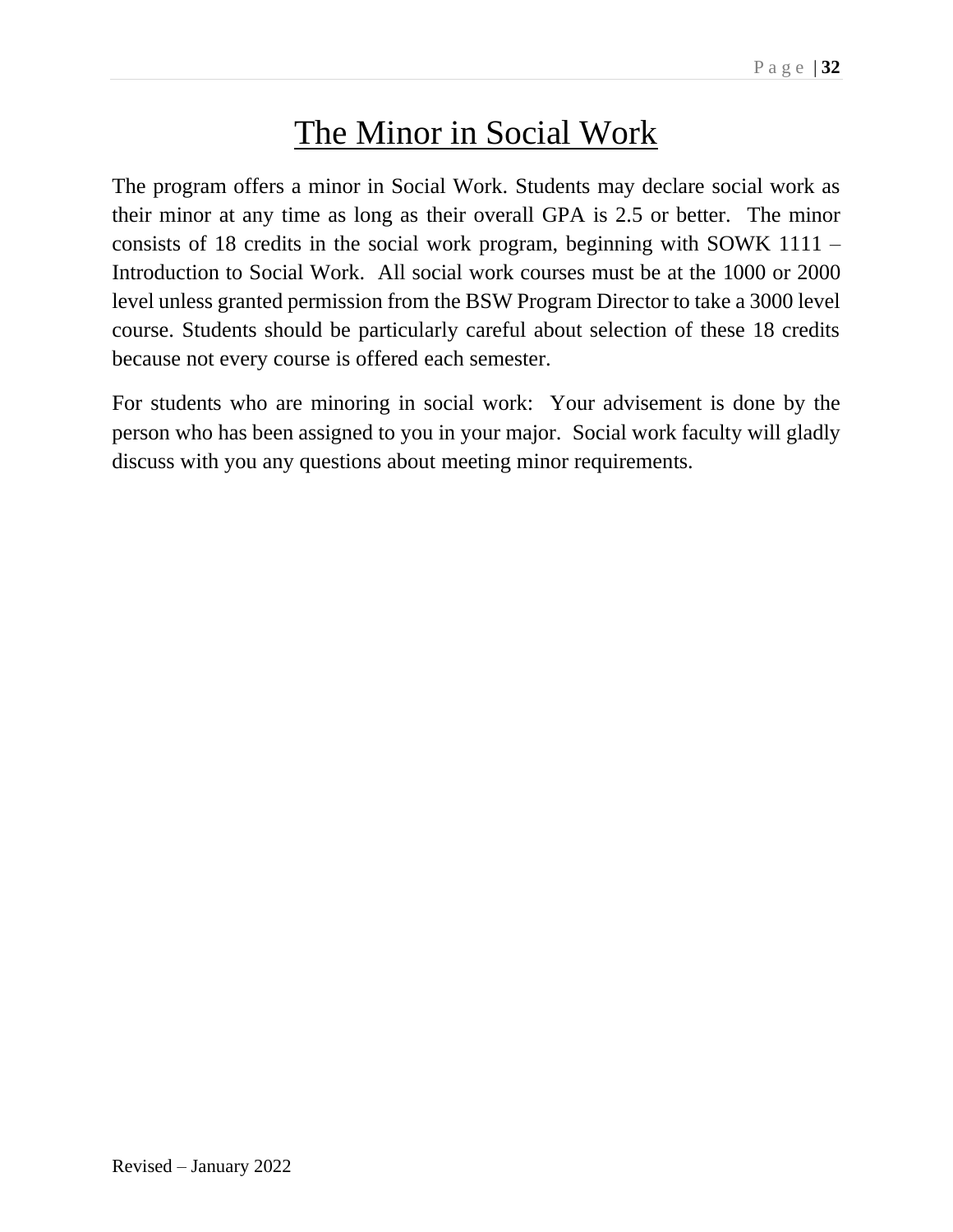# The Minor in Social Work

The program offers a minor in Social Work. Students may declare social work as their minor at any time as long as their overall GPA is 2.5 or better. The minor consists of 18 credits in the social work program, beginning with SOWK 1111 – Introduction to Social Work. All social work courses must be at the 1000 or 2000 level unless granted permission from the BSW Program Director to take a 3000 level course. Students should be particularly careful about selection of these 18 credits because not every course is offered each semester.

For students who are minoring in social work: Your advisement is done by the person who has been assigned to you in your major. Social work faculty will gladly discuss with you any questions about meeting minor requirements.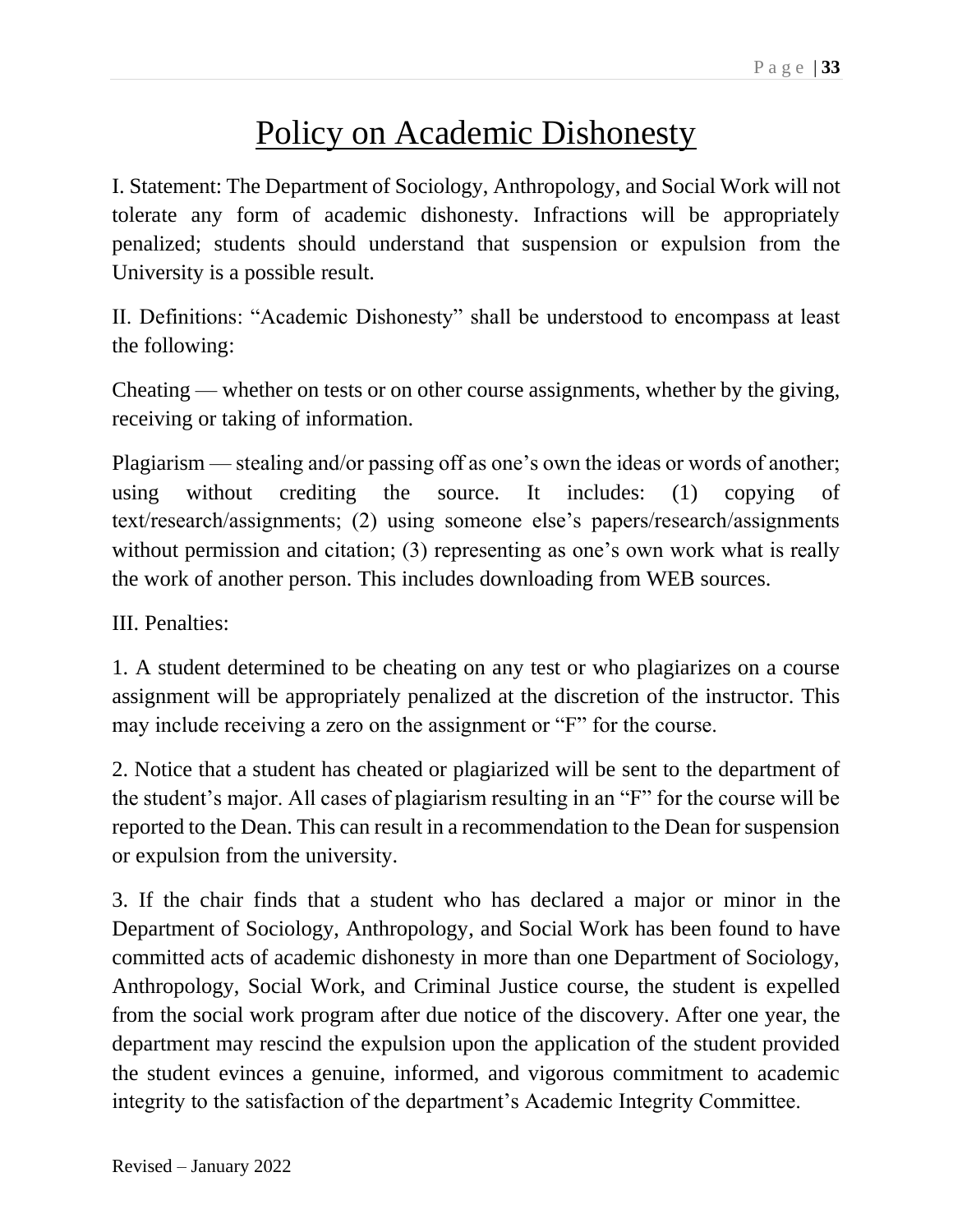# Policy on Academic Dishonesty

I. Statement: The Department of Sociology, Anthropology, and Social Work will not tolerate any form of academic dishonesty. Infractions will be appropriately penalized; students should understand that suspension or expulsion from the University is a possible result.

II. Definitions: "Academic Dishonesty" shall be understood to encompass at least the following:

Cheating — whether on tests or on other course assignments, whether by the giving, receiving or taking of information.

Plagiarism — stealing and/or passing off as one's own the ideas or words of another; using without crediting the source. It includes: (1) copying of text/research/assignments; (2) using someone else's papers/research/assignments without permission and citation; (3) representing as one's own work what is really the work of another person. This includes downloading from WEB sources.

III. Penalties:

1. A student determined to be cheating on any test or who plagiarizes on a course assignment will be appropriately penalized at the discretion of the instructor. This may include receiving a zero on the assignment or "F" for the course.

2. Notice that a student has cheated or plagiarized will be sent to the department of the student's major. All cases of plagiarism resulting in an "F" for the course will be reported to the Dean. This can result in a recommendation to the Dean for suspension or expulsion from the university.

3. If the chair finds that a student who has declared a major or minor in the Department of Sociology, Anthropology, and Social Work has been found to have committed acts of academic dishonesty in more than one Department of Sociology, Anthropology, Social Work, and Criminal Justice course, the student is expelled from the social work program after due notice of the discovery. After one year, the department may rescind the expulsion upon the application of the student provided the student evinces a genuine, informed, and vigorous commitment to academic integrity to the satisfaction of the department's Academic Integrity Committee.

Revised – January 2022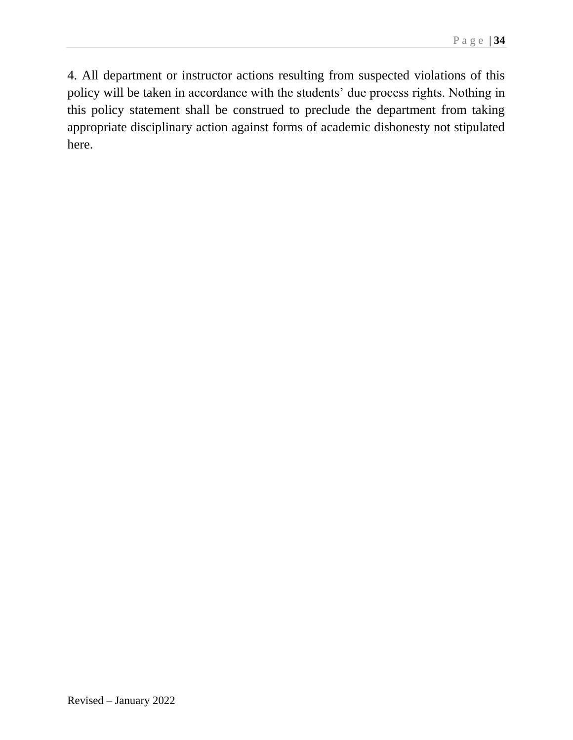4. All department or instructor actions resulting from suspected violations of this policy will be taken in accordance with the students' due process rights. Nothing in this policy statement shall be construed to preclude the department from taking appropriate disciplinary action against forms of academic dishonesty not stipulated here.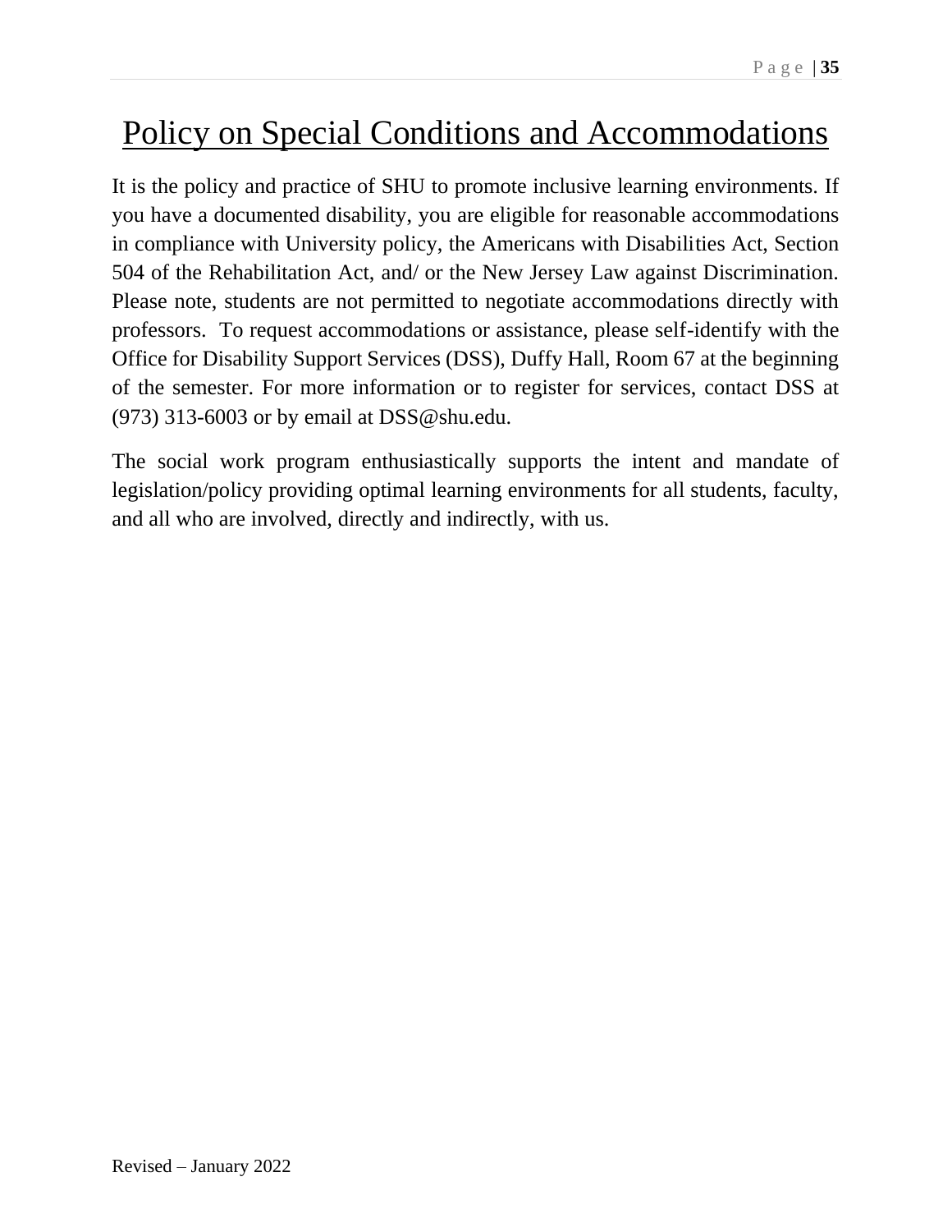# Policy on Special Conditions and Accommodations

It is the policy and practice of SHU to promote inclusive learning environments. If you have a documented disability, you are eligible for reasonable accommodations in compliance with University policy, the Americans with Disabilities Act, Section 504 of the Rehabilitation Act, and/ or the New Jersey Law against Discrimination. Please note, students are not permitted to negotiate accommodations directly with professors. To request accommodations or assistance, please self-identify with the Office for Disability Support Services (DSS), Duffy Hall, Room 67 at the beginning of the semester. For more information or to register for services, contact DSS at (973) 313-6003 or by email at DSS@shu.edu.

The social work program enthusiastically supports the intent and mandate of legislation/policy providing optimal learning environments for all students, faculty, and all who are involved, directly and indirectly, with us.

Revised – January 2022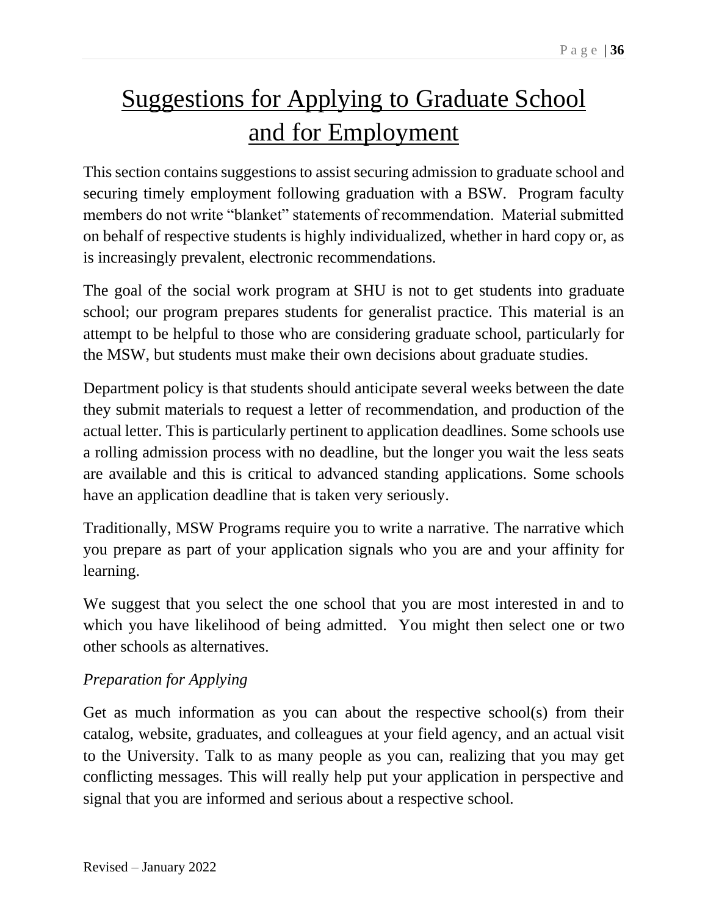# Suggestions for Applying to Graduate School and for Employment

This section contains suggestions to assist securing admission to graduate school and securing timely employment following graduation with a BSW. Program faculty members do not write "blanket" statements of recommendation. Material submitted on behalf of respective students is highly individualized, whether in hard copy or, as is increasingly prevalent, electronic recommendations.

The goal of the social work program at SHU is not to get students into graduate school; our program prepares students for generalist practice. This material is an attempt to be helpful to those who are considering graduate school, particularly for the MSW, but students must make their own decisions about graduate studies.

Department policy is that students should anticipate several weeks between the date they submit materials to request a letter of recommendation, and production of the actual letter. This is particularly pertinent to application deadlines. Some schools use a rolling admission process with no deadline, but the longer you wait the less seats are available and this is critical to advanced standing applications. Some schools have an application deadline that is taken very seriously.

Traditionally, MSW Programs require you to write a narrative. The narrative which you prepare as part of your application signals who you are and your affinity for learning.

We suggest that you select the one school that you are most interested in and to which you have likelihood of being admitted. You might then select one or two other schools as alternatives.

*Preparation for Applying*

Get as much information as you can about the respective school(s) from their catalog, website, graduates, and colleagues at your field agency, and an actual visit to the University. Talk to as many people as you can, realizing that you may get conflicting messages. This will really help put your application in perspective and signal that you are informed and serious about a respective school.

Revised – January 2022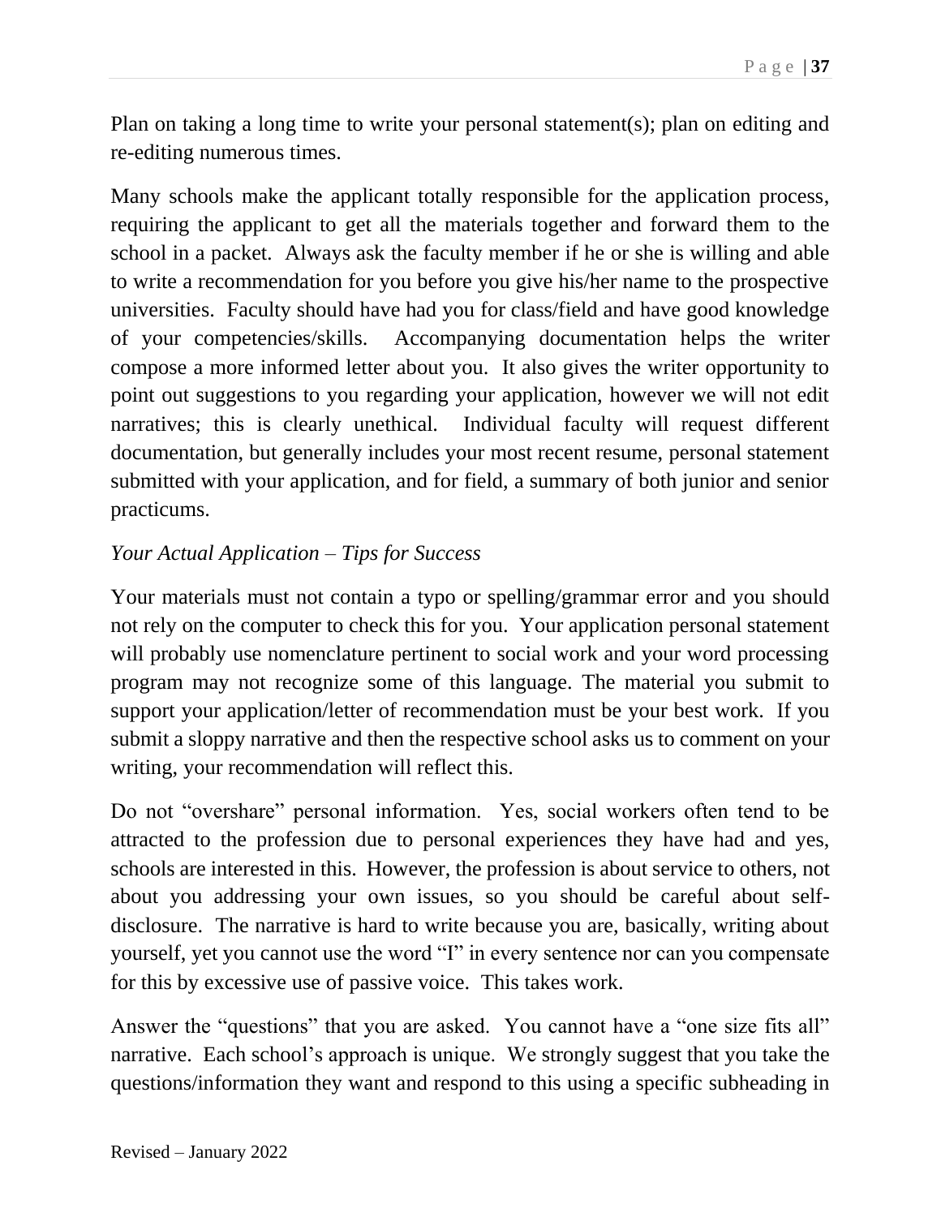Plan on taking a long time to write your personal statement(s); plan on editing and re-editing numerous times.

Many schools make the applicant totally responsible for the application process, requiring the applicant to get all the materials together and forward them to the school in a packet. Always ask the faculty member if he or she is willing and able to write a recommendation for you before you give his/her name to the prospective universities. Faculty should have had you for class/field and have good knowledge of your competencies/skills. Accompanying documentation helps the writer compose a more informed letter about you. It also gives the writer opportunity to point out suggestions to you regarding your application, however we will not edit narratives; this is clearly unethical. Individual faculty will request different documentation, but generally includes your most recent resume, personal statement submitted with your application, and for field, a summary of both junior and senior practicums.

*Your Actual Application – Tips for Success*

Your materials must not contain a typo or spelling/grammar error and you should not rely on the computer to check this for you. Your application personal statement will probably use nomenclature pertinent to social work and your word processing program may not recognize some of this language. The material you submit to support your application/letter of recommendation must be your best work. If you submit a sloppy narrative and then the respective school asks us to comment on your writing, your recommendation will reflect this.

Do not "overshare" personal information. Yes, social workers often tend to be attracted to the profession due to personal experiences they have had and yes, schools are interested in this. However, the profession is about service to others, not about you addressing your own issues, so you should be careful about self-disclosure. The narrative is hard to write because you are, basically, writing about yourself, yet you cannot use the word "I" in every sentence nor can you compensate for this by excessive use of passive voice. This takes work.

Answer the "questions" that you are asked. You cannot have a "one size fits all" narrative. Each school's approach is unique. We strongly suggest that you take the questions/information they want and respond to this using a specific subheading in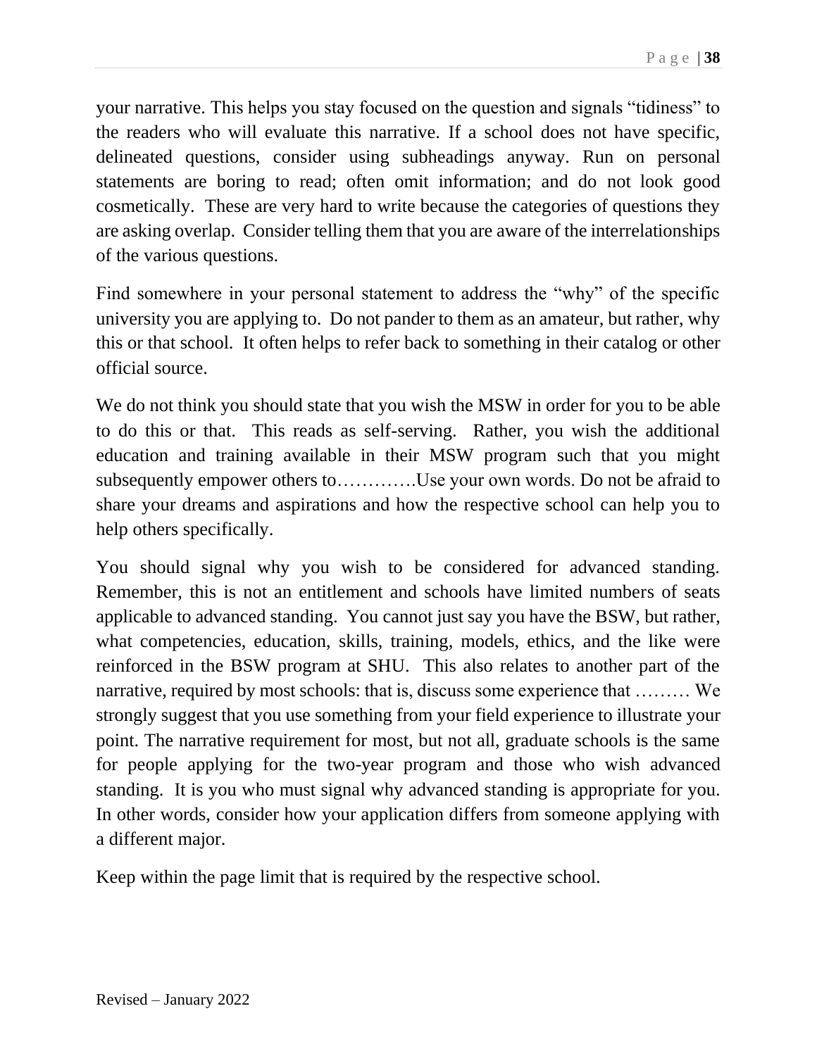your narrative. This helps you stay focused on the question and signals "tidiness" to the readers who will evaluate this narrative. If a school does not have specific, delineated questions, consider using subheadings anyway. Run on personal statements are boring to read; often omit information; and do not look good cosmetically. These are very hard to write because the categories of questions they are asking overlap. Consider telling them that you are aware of the interrelationships of the various questions.

Find somewhere in your personal statement to address the "why" of the specific university you are applying to. Do not pander to them as an amateur, but rather, why this or that school. It often helps to refer back to something in their catalog or other official source.

We do not think you should state that you wish the MSW in order for you to be able to do this or that. This reads as self-serving. Rather, you wish the additional education and training available in their MSW program such that you might subsequently empower others to………….Use your own words. Do not be afraid to share your dreams and aspirations and how the respective school can help you to help others specifically.

You should signal why you wish to be considered for advanced standing. Remember, this is not an entitlement and schools have limited numbers of seats applicable to advanced standing. You cannot just say you have the BSW, but rather, what competencies, education, skills, training, models, ethics, and the like were reinforced in the BSW program at SHU. This also relates to another part of the narrative, required by most schools: that is, discuss some experience that ……… We strongly suggest that you use something from your field experience to illustrate your point. The narrative requirement for most, but not all, graduate schools is the same for people applying for the two-year program and those who wish advanced standing. It is you who must signal why advanced standing is appropriate for you. In other words, consider how your application differs from someone applying with a different major.

Keep within the page limit that is required by the respective school.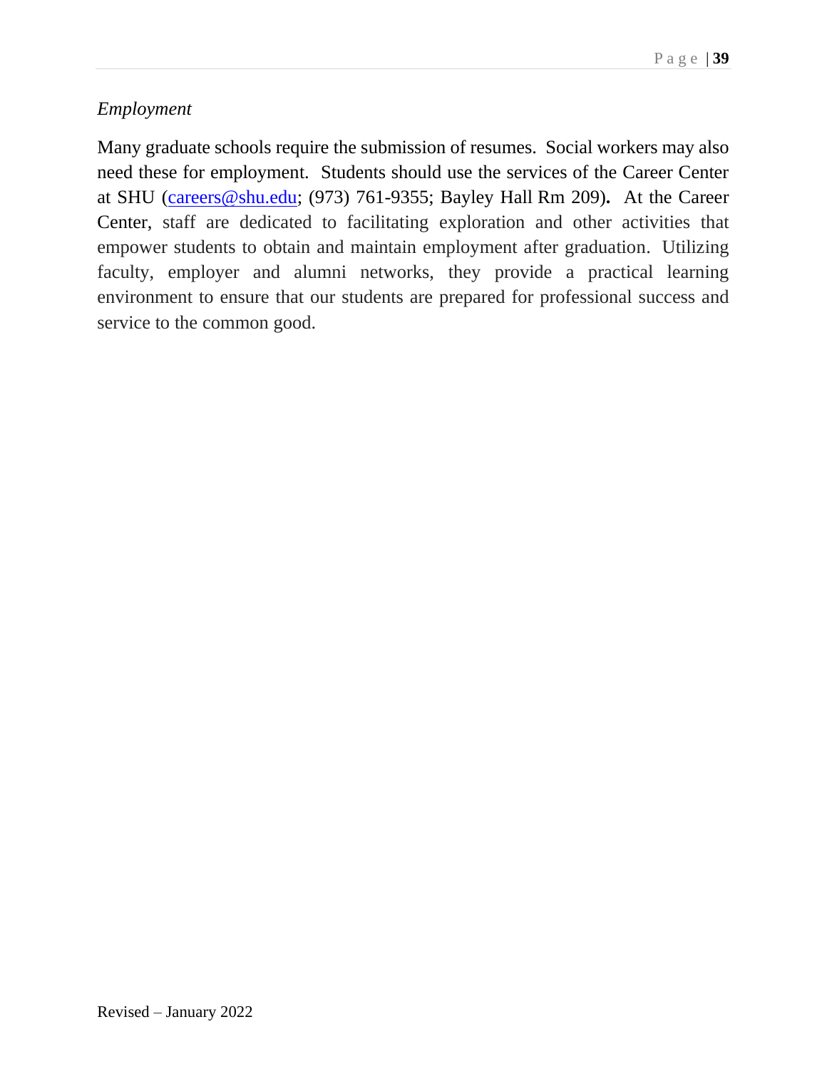*Employment*

Many graduate schools require the submission of resumes. Social workers may also need these for employment. Students should use the services of the Career Center at SHU (careers@shu.edu; (973) 761-9355; Bayley Hall Rm 209)**.** At the Career Center, staff are dedicated to facilitating exploration and other activities that empower students to obtain and maintain employment after graduation. Utilizing faculty, employer and alumni networks, they provide a practical learning environment to ensure that our students are prepared for professional success and service to the common good.